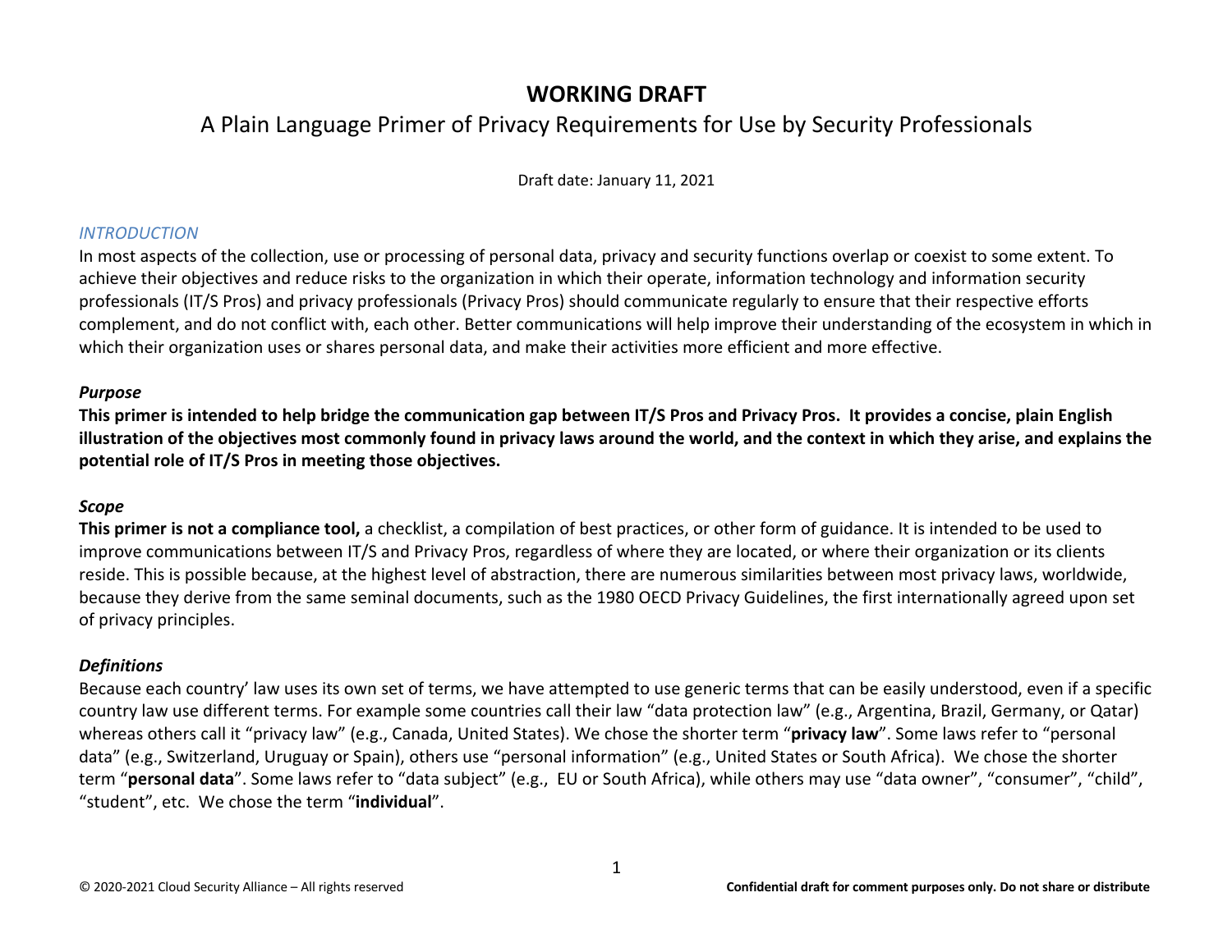# WORKING DRAFT

## A Plain Language Primer of Privacy Requirements for Use by Security Professionals

Draft date: January 11, 2021

### *INTRODUCTION*

In most aspects of the collection, use or processing of personal data, privacy and security functions overlap or coexist to some extent. To achieve their objectives and reduce risks to the organization in which their operate, information technology and information security professionals (IT/S Pros) and privacy professionals (Privacy Pros) should communicate regularly to ensure that their respective efforts complement, and do not conflict with, each other. Better communications will help improve their understanding of the ecosystem in which in which their organization uses or shares personal data, and make their activities more efficient and more effective.

#### *Purpose*

**This primer is intended to help bridge the communication gap between IT/S Pros and Privacy Pros. It provides a concise, plain English illustration of the objectives most commonly found in privacy laws around the world, and the context in which they arise, and explains the potential role of IT/S Pros in meeting those objectives.**

#### *Scope*

**This primer is not a compliance tool,** a checklist, a compilation of best practices, or other form of guidance. It is intended to be used to improve communications between IT/S and Privacy Pros, regardless of where they are located, or where their organization or its clients reside. This is possible because, at the highest level of abstraction, there are numerous similarities between most privacy laws, worldwide, because they derive from the same seminal documents, such as the 1980 OECD Privacy Guidelines, the first internationally agreed upon set of privacy principles.

#### *Definitions*

Because each country' law uses its own set of terms, we have attempted to use generic terms that can be easily understood, even if a specific country law use different terms. For example some countries call their law "data protection law" (e.g., Argentina, Brazil, Germany, or Qatar) whereas others call it "privacy law" (e.g., Canada, United States). We chose the shorter term "**privacy law**". Some laws refer to "personal data" (e.g., Switzerland, Uruguay or Spain), others use "personal information" (e.g., United States or South Africa). We chose the shorter term "**personal data**". Some laws refer to "data subject" (e.g., EU or South Africa), while others may use "data owner", "consumer", "child", "student", etc. We chose the term "**individual**".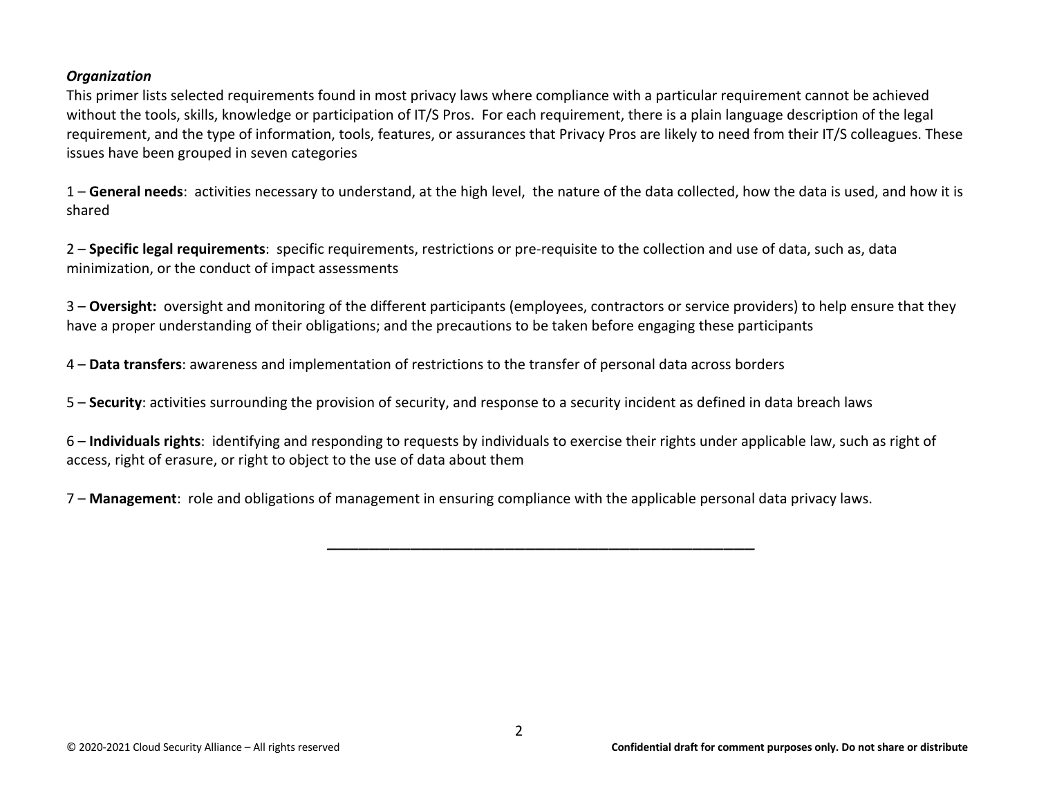***Organization***

This primer lists selected requirements found in most privacy laws where compliance with a particular requirement cannot be achieved without the tools, skills, knowledge or participation of IT/S Pros. For each requirement, there is a plain language description of the legal requirement, and the type of information, tools, features, or assurances that Privacy Pros are likely to need from their IT/S colleagues. These issues have been grouped in seven categories

1 – **General needs**: activities necessary to understand, at the high level, the nature of the data collected, how the data is used, and how it is shared

2 – **Specific legal requirements**: specific requirements, restrictions or pre-requisite to the collection and use of data, such as, data minimization, or the conduct of impact assessments

3 – **Oversight:** oversight and monitoring of the different participants (employees, contractors or service providers) to help ensure that they have a proper understanding of their obligations; and the precautions to be taken before engaging these participants

4 – **Data transfers**: awareness and implementation of restrictions to the transfer of personal data across borders

5 – **Security**: activities surrounding the provision of security, and response to a security incident as defined in data breach laws

6 – **Individuals rights**: identifying and responding to requests by individuals to exercise their rights under applicable law, such as right of access, right of erasure, or right to object to the use of data about them

7 – **Management**: role and obligations of management in ensuring compliance with the applicable personal data privacy laws.

---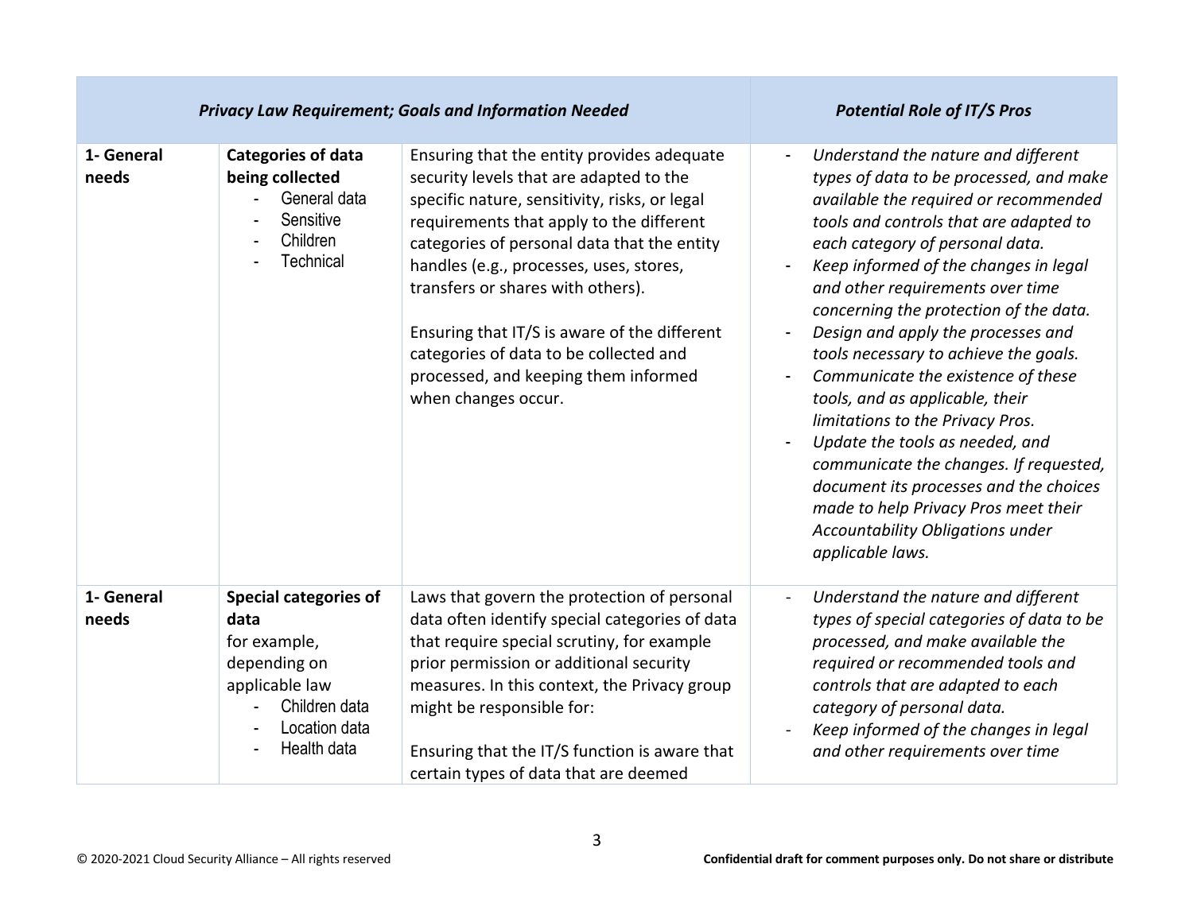| Privacy Law Requirement; Goals and Information Needed | | | Potential Role of IT/S Pros |
|---|---|---|---|
| **1- General needs** | **Categories of data being collected**<br>- General data<br>- Sensitive<br>- Children<br>- Technical | Ensuring that the entity provides adequate security levels that are adapted to the specific nature, sensitivity, risks, or legal requirements that apply to the different categories of personal data that the entity handles (e.g., processes, uses, stores, transfers or shares with others).<br><br>Ensuring that IT/S is aware of the different categories of data to be collected and processed, and keeping them informed when changes occur. | - *Understand the nature and different types of data to be processed, and make available the required or recommended tools and controls that are adapted to each category of personal data.*<br>- *Keep informed of the changes in legal and other requirements over time concerning the protection of the data.*<br>- *Design and apply the processes and tools necessary to achieve the goals.*<br>- *Communicate the existence of these tools, and as applicable, their limitations to the Privacy Pros.*<br>- *Update the tools as needed, and communicate the changes. If requested, document its processes and the choices made to help Privacy Pros meet their Accountability Obligations under applicable laws.* |
| **1- General needs** | **Special categories of data**<br>for example, depending on applicable law<br>- Children data<br>- Location data<br>- Health data | Laws that govern the protection of personal data often identify special categories of data that require special scrutiny, for example prior permission or additional security measures. In this context, the Privacy group might be responsible for:<br><br>Ensuring that the IT/S function is aware that certain types of data that are deemed | - *Understand the nature and different types of special categories of data to be processed, and make available the required or recommended tools and controls that are adapted to each category of personal data.*<br>- *Keep informed of the changes in legal and other requirements over time* |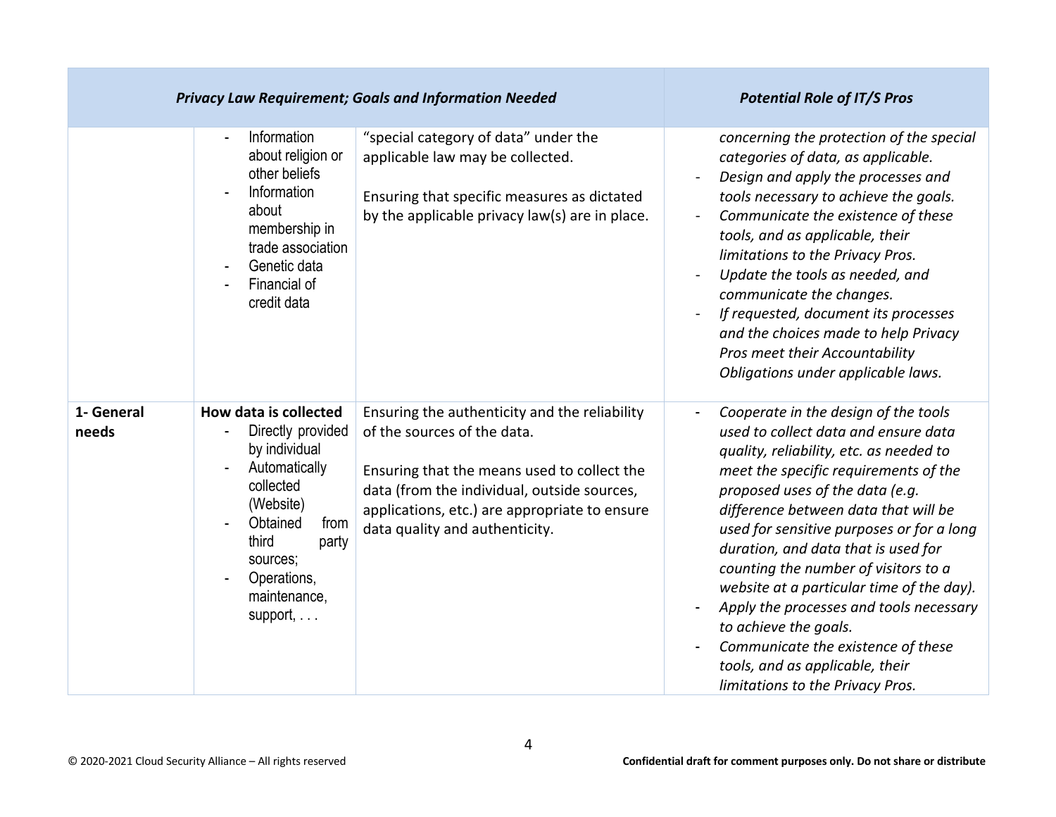| *Privacy Law Requirement; Goals and Information Needed* | | | *Potential Role of IT/S Pros* |
|---|---|---|---|
| | - Information about religion or other beliefs<br>- Information about membership in trade association<br>- Genetic data<br>- Financial of credit data | "special category of data" under the applicable law may be collected.<br><br>Ensuring that specific measures as dictated by the applicable privacy law(s) are in place. | *concerning the protection of the special categories of data, as applicable.*<br>- *Design and apply the processes and tools necessary to achieve the goals.*<br>- *Communicate the existence of these tools, and as applicable, their limitations to the Privacy Pros.*<br>- *Update the tools as needed, and communicate the changes.*<br>- *If requested, document its processes and the choices made to help Privacy Pros meet their Accountability Obligations under applicable laws.* |
| **1- General needs** | **How data is collected**<br>- Directly provided by individual<br>- Automatically collected (Website)<br>- Obtained from third party sources;<br>- Operations, maintenance, support, . . . | Ensuring the authenticity and the reliability of the sources of the data.<br><br>Ensuring that the means used to collect the data (from the individual, outside sources, applications, etc.) are appropriate to ensure data quality and authenticity. | - *Cooperate in the design of the tools used to collect data and ensure data quality, reliability, etc. as needed to meet the specific requirements of the proposed uses of the data (e.g. difference between data that will be used for sensitive purposes or for a long duration, and data that is used for counting the number of visitors to a website at a particular time of the day).*<br>- *Apply the processes and tools necessary to achieve the goals.*<br>- *Communicate the existence of these tools, and as applicable, their limitations to the Privacy Pros.* |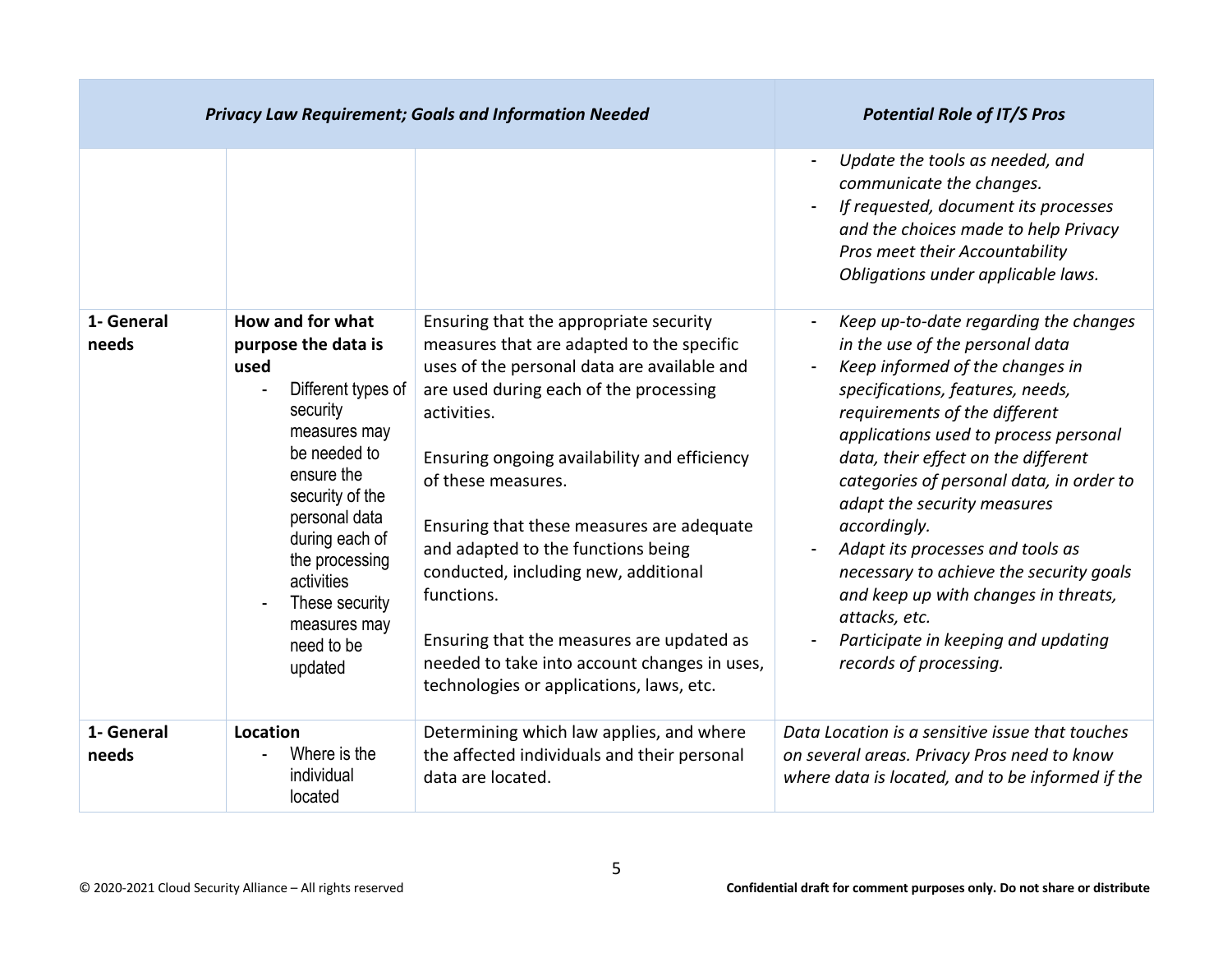| *Privacy Law Requirement; Goals and Information Needed* | | | *Potential Role of IT/S Pros* |
|---|---|---|---|
| | | | - *Update the tools as needed, and communicate the changes.*<br>- *If requested, document its processes and the choices made to help Privacy Pros meet their Accountability Obligations under applicable laws.* |
| **1- General needs** | **How and for what purpose the data is used**<br>- Different types of security measures may be needed to ensure the security of the personal data during each of the processing activities<br>- These security measures may need to be updated | Ensuring that the appropriate security measures that are adapted to the specific uses of the personal data are available and are used during each of the processing activities.<br><br>Ensuring ongoing availability and efficiency of these measures.<br><br>Ensuring that these measures are adequate and adapted to the functions being conducted, including new, additional functions.<br><br>Ensuring that the measures are updated as needed to take into account changes in uses, technologies or applications, laws, etc. | - *Keep up-to-date regarding the changes in the use of the personal data*<br>- *Keep informed of the changes in specifications, features, needs, requirements of the different applications used to process personal data, their effect on the different categories of personal data, in order to adapt the security measures accordingly.*<br>- *Adapt its processes and tools as necessary to achieve the security goals and keep up with changes in threats, attacks, etc.*<br>- *Participate in keeping and updating records of processing.* |
| **1- General needs** | **Location**<br>- Where is the individual located | Determining which law applies, and where the affected individuals and their personal data are located. | *Data Location is a sensitive issue that touches on several areas. Privacy Pros need to know where data is located, and to be informed if the* |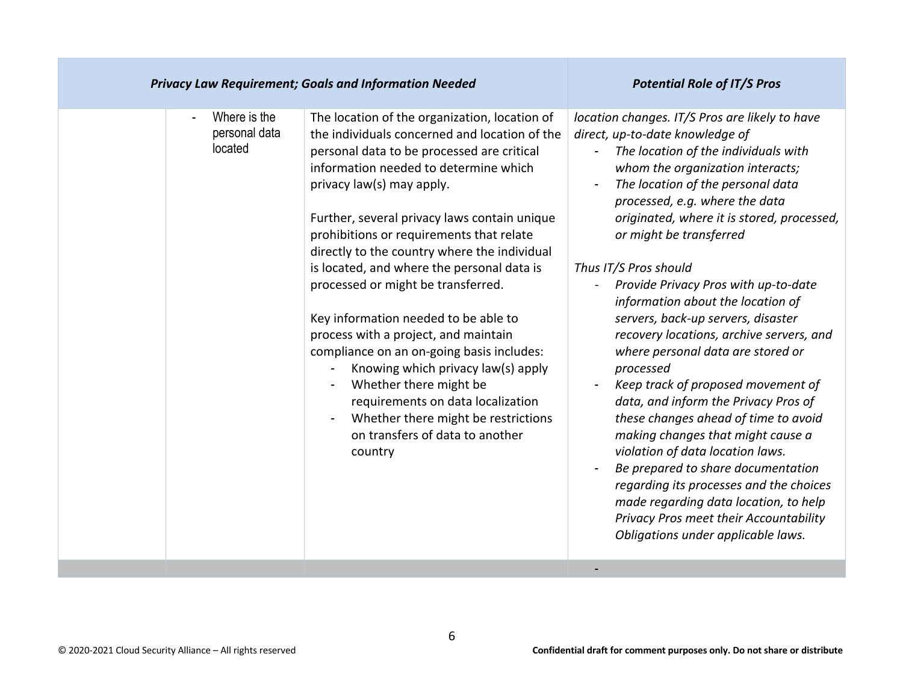| Privacy Law Requirement; Goals and Information Needed | | | Potential Role of IT/S Pros |
|---|---|---|---|
| | - Where is the personal data located | The location of the organization, location of the individuals concerned and location of the personal data to be processed are critical information needed to determine which privacy law(s) may apply.<br><br>Further, several privacy laws contain unique prohibitions or requirements that relate directly to the country where the individual is located, and where the personal data is processed or might be transferred.<br><br>Key information needed to be able to process with a project, and maintain compliance on an on-going basis includes:<br>- Knowing which privacy law(s) apply<br>- Whether there might be requirements on data localization<br>- Whether there might be restrictions on transfers of data to another country | *location changes. IT/S Pros are likely to have direct, up-to-date knowledge of*<br>- *The location of the individuals with whom the organization interacts;*<br>- *The location of the personal data processed, e.g. where the data originated, where it is stored, processed, or might be transferred*<br><br>*Thus IT/S Pros should*<br>- *Provide Privacy Pros with up-to-date information about the location of servers, back-up servers, disaster recovery locations, archive servers, and where personal data are stored or processed*<br>- *Keep track of proposed movement of data, and inform the Privacy Pros of these changes ahead of time to avoid making changes that might cause a violation of data location laws.*<br>- *Be prepared to share documentation regarding its processes and the choices made regarding data location, to help Privacy Pros meet their Accountability Obligations under applicable laws.* |
| | | | - |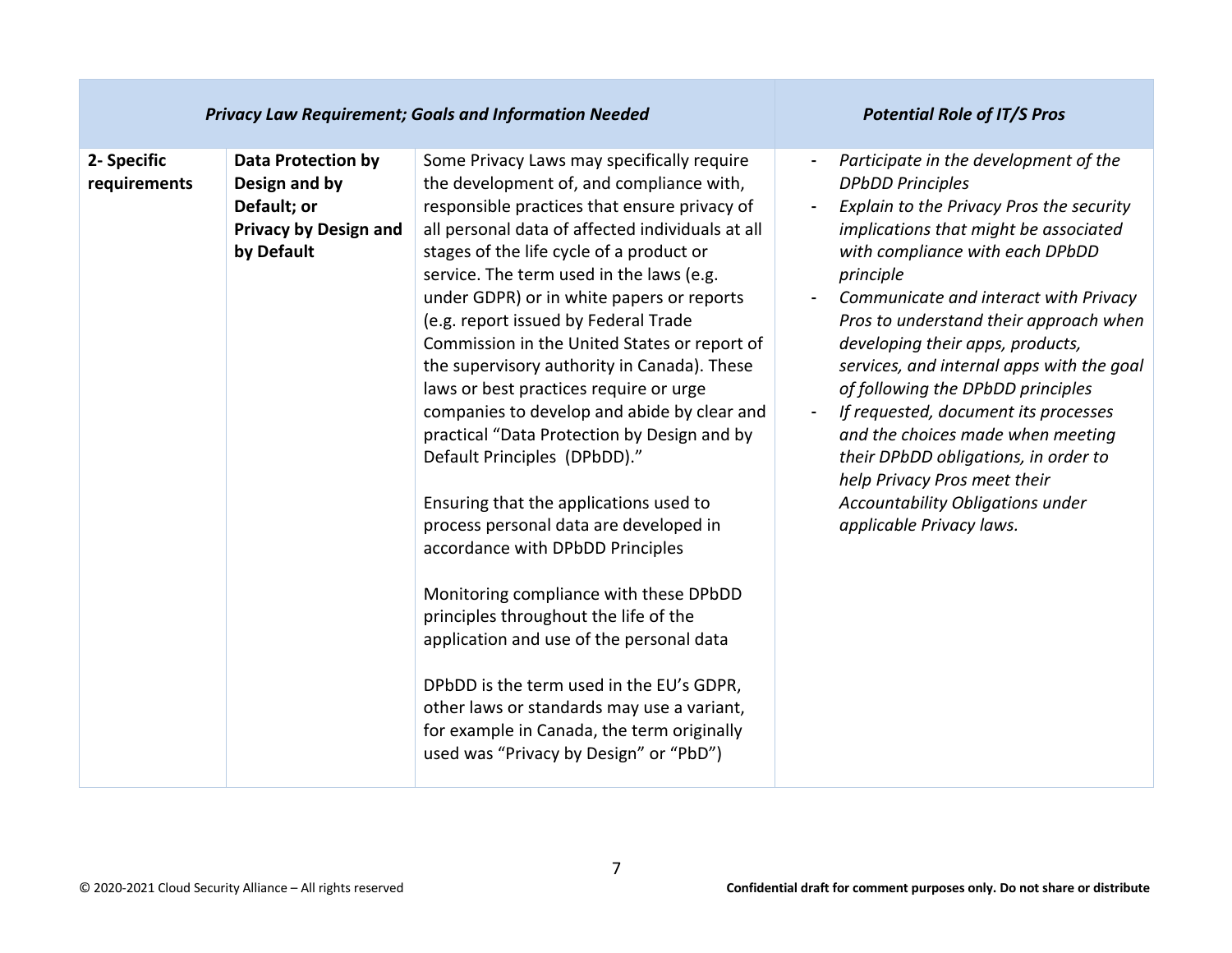| *Privacy Law Requirement; Goals and Information Needed* | | | *Potential Role of IT/S Pros* |
|---|---|---|---|
| **2- Specific requirements** | **Data Protection by Design and by Default; or Privacy by Design and by Default** | Some Privacy Laws may specifically require the development of, and compliance with, responsible practices that ensure privacy of all personal data of affected individuals at all stages of the life cycle of a product or service. The term used in the laws (e.g. under GDPR) or in white papers or reports (e.g. report issued by Federal Trade Commission in the United States or report of the supervisory authority in Canada). These laws or best practices require or urge companies to develop and abide by clear and practical "Data Protection by Design and by Default Principles (DPbDD)."<br><br>Ensuring that the applications used to process personal data are developed in accordance with DPbDD Principles<br><br>Monitoring compliance with these DPbDD principles throughout the life of the application and use of the personal data<br><br>DPbDD is the term used in the EU's GDPR, other laws or standards may use a variant, for example in Canada, the term originally used was "Privacy by Design" or "PbD") | - *Participate in the development of the DPbDD Principles*<br>- *Explain to the Privacy Pros the security implications that might be associated with compliance with each DPbDD principle*<br>- *Communicate and interact with Privacy Pros to understand their approach when developing their apps, products, services, and internal apps with the goal of following the DPbDD principles*<br>- *If requested, document its processes and the choices made when meeting their DPbDD obligations, in order to help Privacy Pros meet their Accountability Obligations under applicable Privacy laws.* |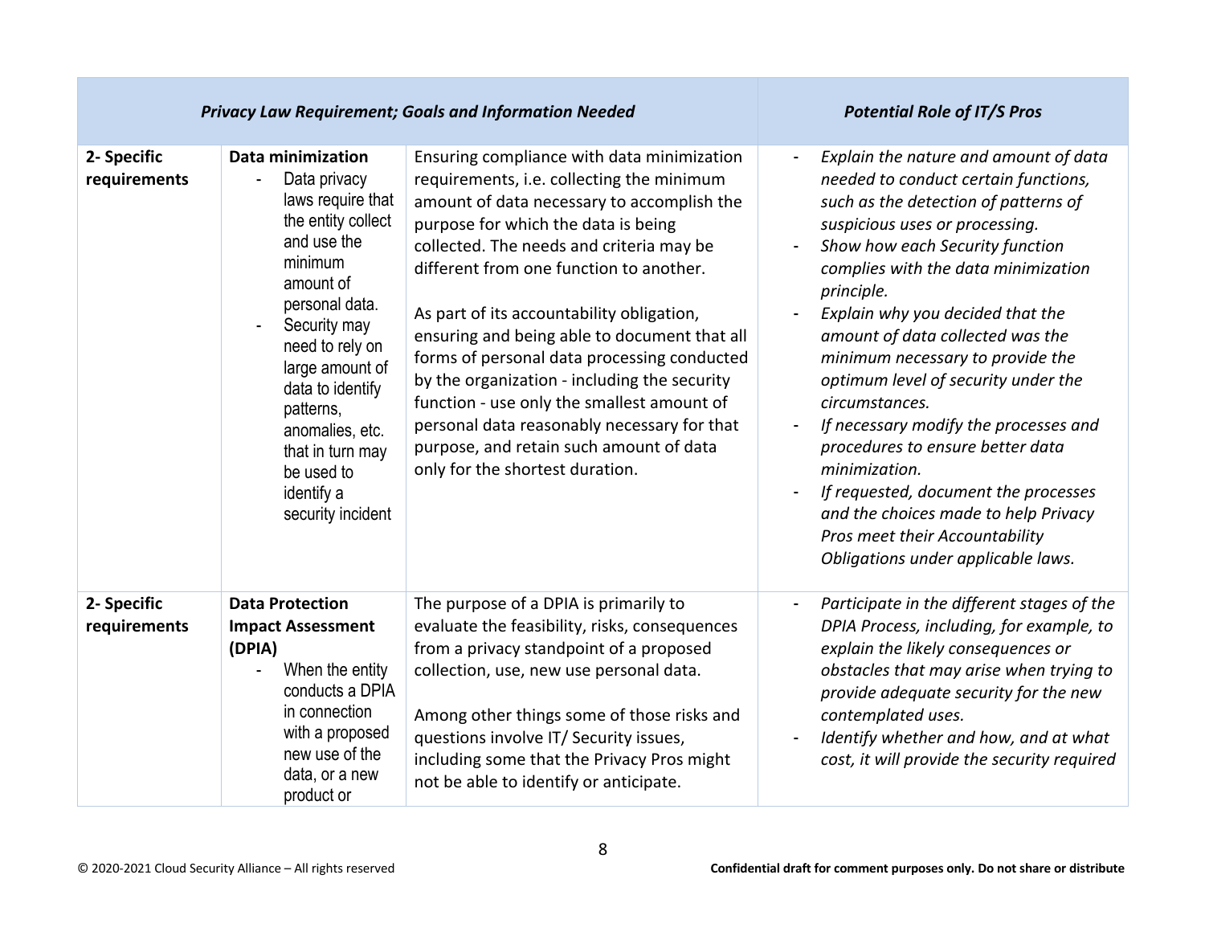| *Privacy Law Requirement; Goals and Information Needed* | | | *Potential Role of IT/S Pros* |
|---|---|---|---|
| **2- Specific requirements** | **Data minimization**<br>- Data privacy laws require that the entity collect and use the minimum amount of personal data.<br>- Security may need to rely on large amount of data to identify patterns, anomalies, etc. that in turn may be used to identify a security incident | Ensuring compliance with data minimization requirements, i.e. collecting the minimum amount of data necessary to accomplish the purpose for which the data is being collected. The needs and criteria may be different from one function to another.<br><br>As part of its accountability obligation, ensuring and being able to document that all forms of personal data processing conducted by the organization - including the security function - use only the smallest amount of personal data reasonably necessary for that purpose, and retain such amount of data only for the shortest duration. | - *Explain the nature and amount of data needed to conduct certain functions, such as the detection of patterns of suspicious uses or processing.*<br>- *Show how each Security function complies with the data minimization principle.*<br>- *Explain why you decided that the amount of data collected was the minimum necessary to provide the optimum level of security under the circumstances.*<br>- *If necessary modify the processes and procedures to ensure better data minimization.*<br>- *If requested, document the processes and the choices made to help Privacy Pros meet their Accountability Obligations under applicable laws.* |
| **2- Specific requirements** | **Data Protection Impact Assessment (DPIA)**<br>- When the entity conducts a DPIA in connection with a proposed new use of the data, or a new product or | The purpose of a DPIA is primarily to evaluate the feasibility, risks, consequences from a privacy standpoint of a proposed collection, use, new use personal data.<br><br>Among other things some of those risks and questions involve IT/ Security issues, including some that the Privacy Pros might not be able to identify or anticipate. | - *Participate in the different stages of the DPIA Process, including, for example, to explain the likely consequences or obstacles that may arise when trying to provide adequate security for the new contemplated uses.*<br>- *Identify whether and how, and at what cost, it will provide the security required* |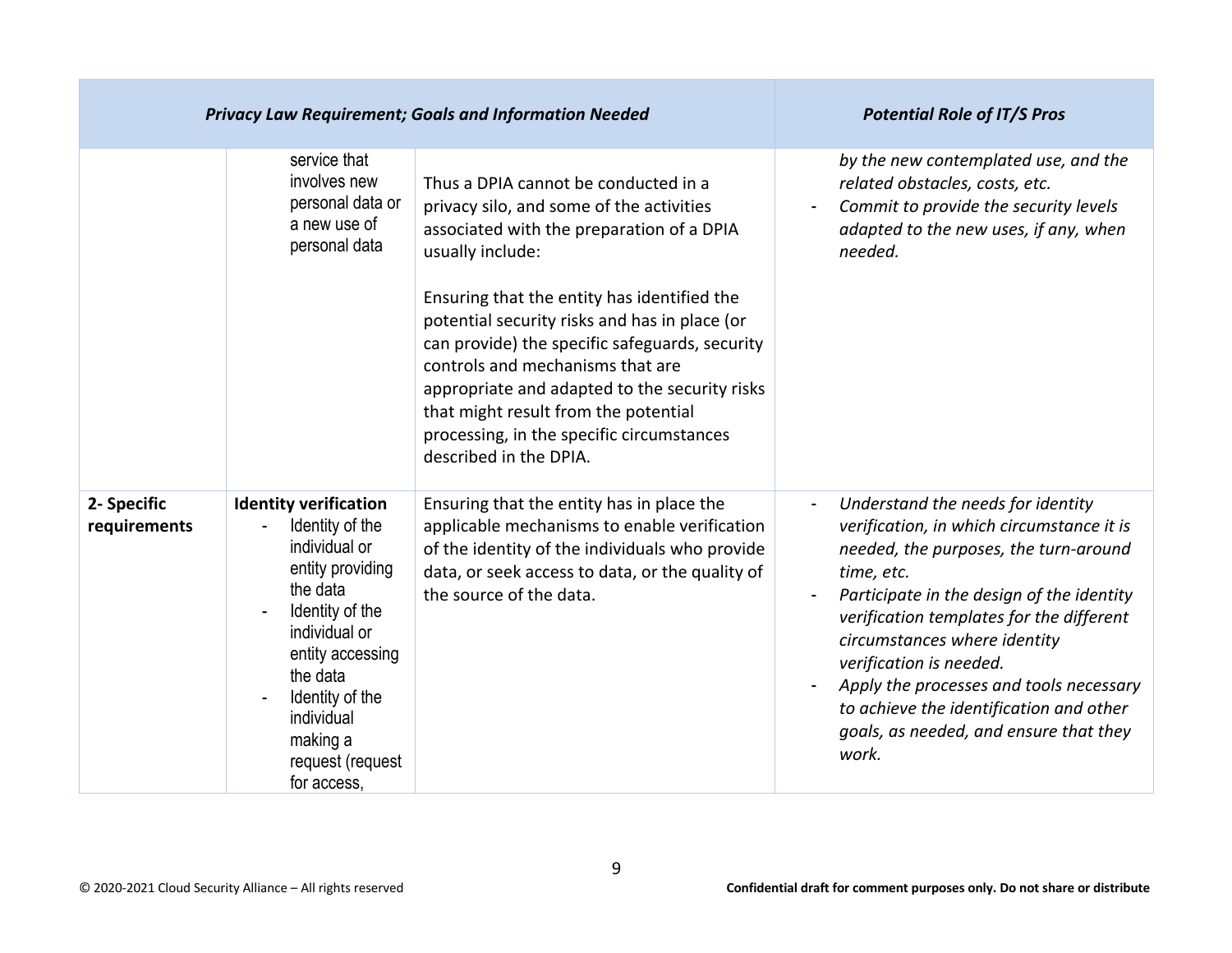| Privacy Law Requirement; Goals and Information Needed | | | Potential Role of IT/S Pros |
|---|---|---|---|
| | service that involves new personal data or a new use of personal data | Thus a DPIA cannot be conducted in a privacy silo, and some of the activities associated with the preparation of a DPIA usually include:<br><br>Ensuring that the entity has identified the potential security risks and has in place (or can provide) the specific safeguards, security controls and mechanisms that are appropriate and adapted to the security risks that might result from the potential processing, in the specific circumstances described in the DPIA. | *by the new contemplated use, and the related obstacles, costs, etc.*<br>- *Commit to provide the security levels adapted to the new uses, if any, when needed.* |
| **2- Specific requirements** | **Identity verification**<br>- Identity of the individual or entity providing the data<br>- Identity of the individual or entity accessing the data<br>- Identity of the individual making a request (request for access, | Ensuring that the entity has in place the applicable mechanisms to enable verification of the identity of the individuals who provide data, or seek access to data, or the quality of the source of the data. | - *Understand the needs for identity verification, in which circumstance it is needed, the purposes, the turn-around time, etc.*<br>- *Participate in the design of the identity verification templates for the different circumstances where identity verification is needed.*<br>- *Apply the processes and tools necessary to achieve the identification and other goals, as needed, and ensure that they work.* |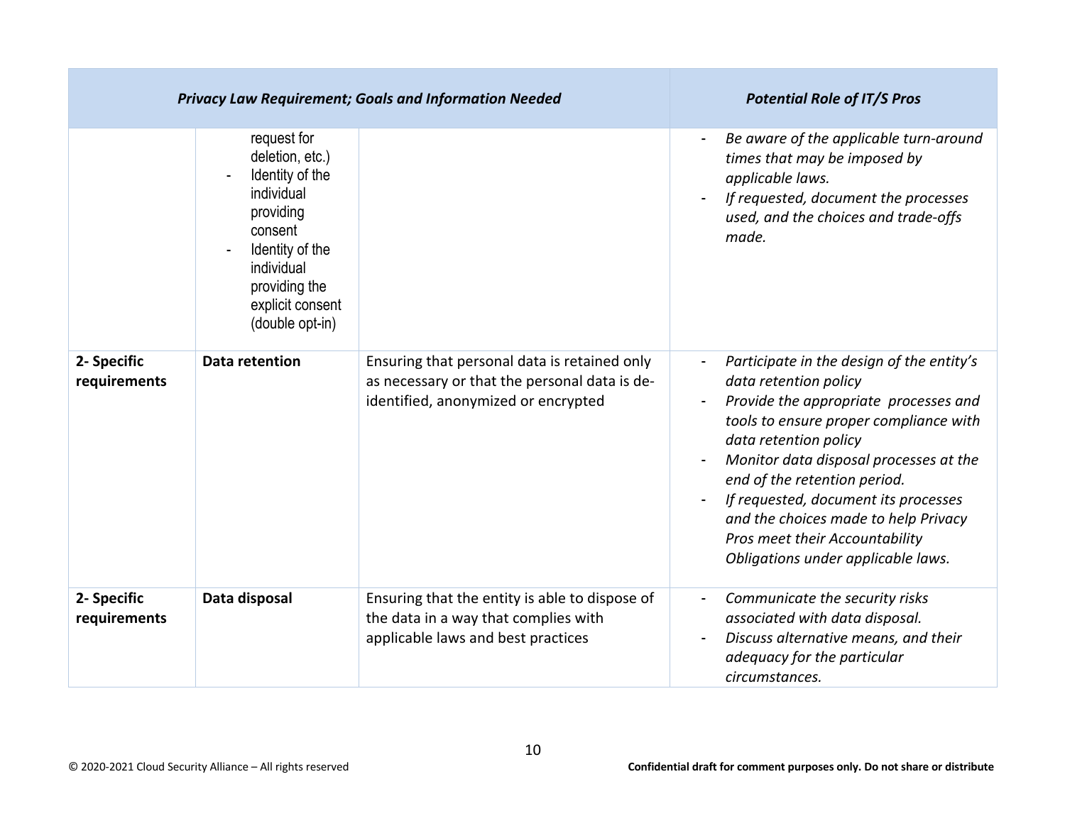| *Privacy Law Requirement; Goals and Information Needed* | | | *Potential Role of IT/S Pros* |
|---|---|---|---|
| | request for deletion, etc.)<br>- Identity of the individual providing consent<br>- Identity of the individual providing the explicit consent (double opt-in) | | - *Be aware of the applicable turn-around times that may be imposed by applicable laws.*<br>- *If requested, document the processes used, and the choices and trade-offs made.* |
| **2- Specific requirements** | **Data retention** | Ensuring that personal data is retained only as necessary or that the personal data is de-identified, anonymized or encrypted | - *Participate in the design of the entity's data retention policy*<br>- *Provide the appropriate processes and tools to ensure proper compliance with data retention policy*<br>- *Monitor data disposal processes at the end of the retention period.*<br>- *If requested, document its processes and the choices made to help Privacy Pros meet their Accountability Obligations under applicable laws.* |
| **2- Specific requirements** | **Data disposal** | Ensuring that the entity is able to dispose of the data in a way that complies with applicable laws and best practices | - *Communicate the security risks associated with data disposal.*<br>- *Discuss alternative means, and their adequacy for the particular circumstances.* |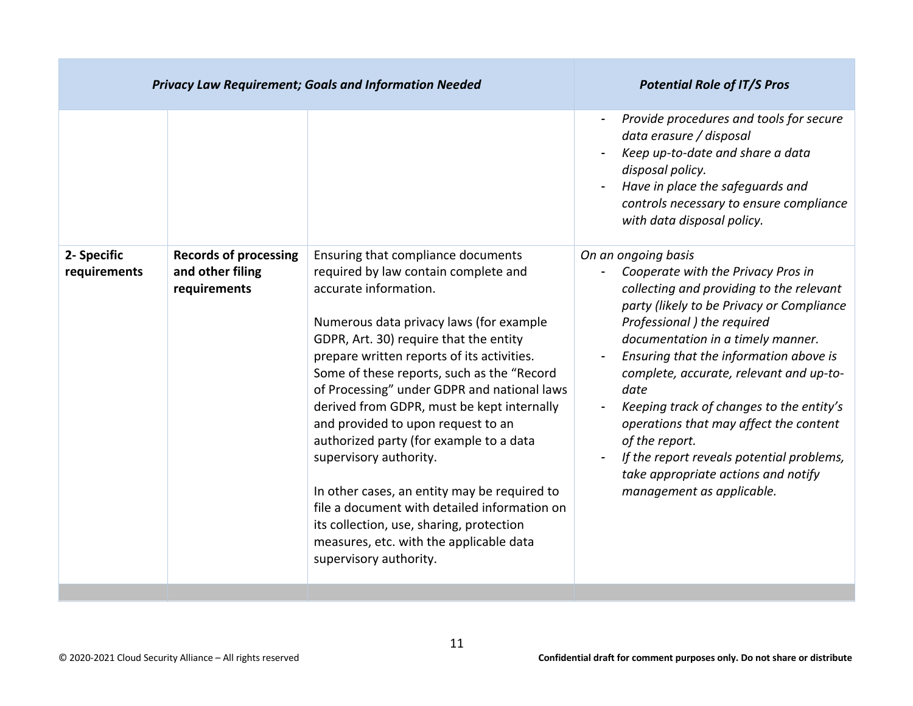| *Privacy Law Requirement; Goals and Information Needed* | | | *Potential Role of IT/S Pros* |
|---|---|---|---|
| | | | - *Provide procedures and tools for secure data erasure / disposal*<br>- *Keep up-to-date and share a data disposal policy.*<br>- *Have in place the safeguards and controls necessary to ensure compliance with data disposal policy.* |
| **2- Specific requirements** | **Records of processing and other filing requirements** | Ensuring that compliance documents required by law contain complete and accurate information.<br><br>Numerous data privacy laws (for example GDPR, Art. 30) require that the entity prepare written reports of its activities. Some of these reports, such as the "Record of Processing" under GDPR and national laws derived from GDPR, must be kept internally and provided to upon request to an authorized party (for example to a data supervisory authority.<br><br>In other cases, an entity may be required to file a document with detailed information on its collection, use, sharing, protection measures, etc. with the applicable data supervisory authority. | *On an ongoing basis*<br>- *Cooperate with the Privacy Pros in collecting and providing to the relevant party (likely to be Privacy or Compliance Professional ) the required documentation in a timely manner.*<br>- *Ensuring that the information above is complete, accurate, relevant and up-to-date*<br>- *Keeping track of changes to the entity's operations that may affect the content of the report.*<br>- *If the report reveals potential problems, take appropriate actions and notify management as applicable.* |
| | | | |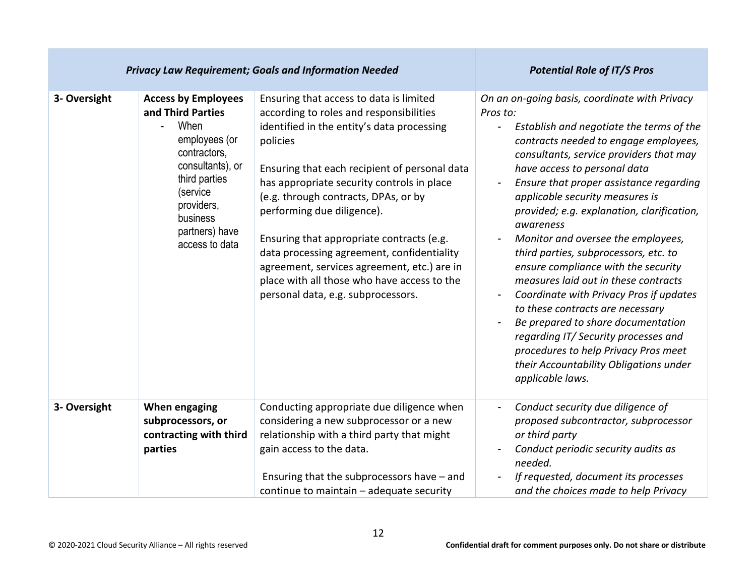| *Privacy Law Requirement; Goals and Information Needed* | | | *Potential Role of IT/S Pros* |
|---|---|---|---|
| 3- Oversight | **Access by Employees and Third Parties**<br>- When employees (or contractors, consultants), or third parties (service providers, business partners) have access to data | Ensuring that access to data is limited according to roles and responsibilities identified in the entity's data processing policies<br><br>Ensuring that each recipient of personal data has appropriate security controls in place (e.g. through contracts, DPAs, or by performing due diligence).<br><br>Ensuring that appropriate contracts (e.g. data processing agreement, confidentiality agreement, services agreement, etc.) are in place with all those who have access to the personal data, e.g. subprocessors. | *On an on-going basis, coordinate with Privacy Pros to:*<br>- *Establish and negotiate the terms of the contracts needed to engage employees, consultants, service providers that may have access to personal data*<br>- *Ensure that proper assistance regarding applicable security measures is provided; e.g. explanation, clarification, awareness*<br>- *Monitor and oversee the employees, third parties, subprocessors, etc. to ensure compliance with the security measures laid out in these contracts*<br>- *Coordinate with Privacy Pros if updates to these contracts are necessary*<br>- *Be prepared to share documentation regarding IT/ Security processes and procedures to help Privacy Pros meet their Accountability Obligations under applicable laws.* |
| 3- Oversight | **When engaging subprocessors, or contracting with third parties** | Conducting appropriate due diligence when considering a new subprocessor or a new relationship with a third party that might gain access to the data.<br><br>Ensuring that the subprocessors have – and continue to maintain – adequate security | - *Conduct security due diligence of proposed subcontractor, subprocessor or third party*<br>- *Conduct periodic security audits as needed.*<br>- *If requested, document its processes and the choices made to help Privacy* |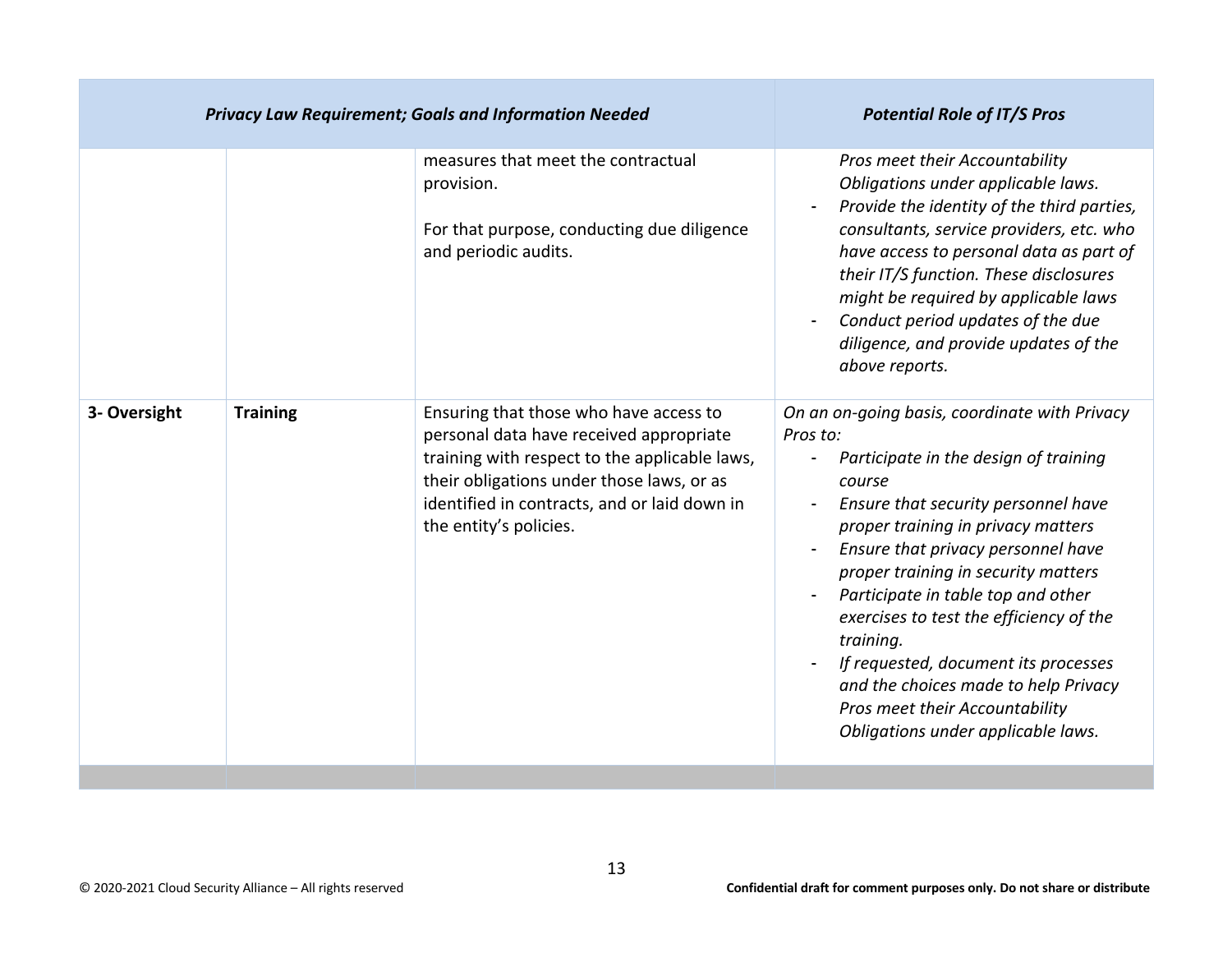| *Privacy Law Requirement; Goals and Information Needed* | | | *Potential Role of IT/S Pros* |
|---|---|---|---|
| | | measures that meet the contractual provision.<br><br>For that purpose, conducting due diligence and periodic audits. | *Pros meet their Accountability Obligations under applicable laws.*<br>- *Provide the identity of the third parties, consultants, service providers, etc. who have access to personal data as part of their IT/S function. These disclosures might be required by applicable laws*<br>- *Conduct period updates of the due diligence, and provide updates of the above reports.* |
| **3- Oversight** | **Training** | Ensuring that those who have access to personal data have received appropriate training with respect to the applicable laws, their obligations under those laws, or as identified in contracts, and or laid down in the entity's policies. | *On an on-going basis, coordinate with Privacy Pros to:*<br>- *Participate in the design of training course*<br>- *Ensure that security personnel have proper training in privacy matters*<br>- *Ensure that privacy personnel have proper training in security matters*<br>- *Participate in table top and other exercises to test the efficiency of the training.*<br>- *If requested, document its processes and the choices made to help Privacy Pros meet their Accountability Obligations under applicable laws.* |
| | | | |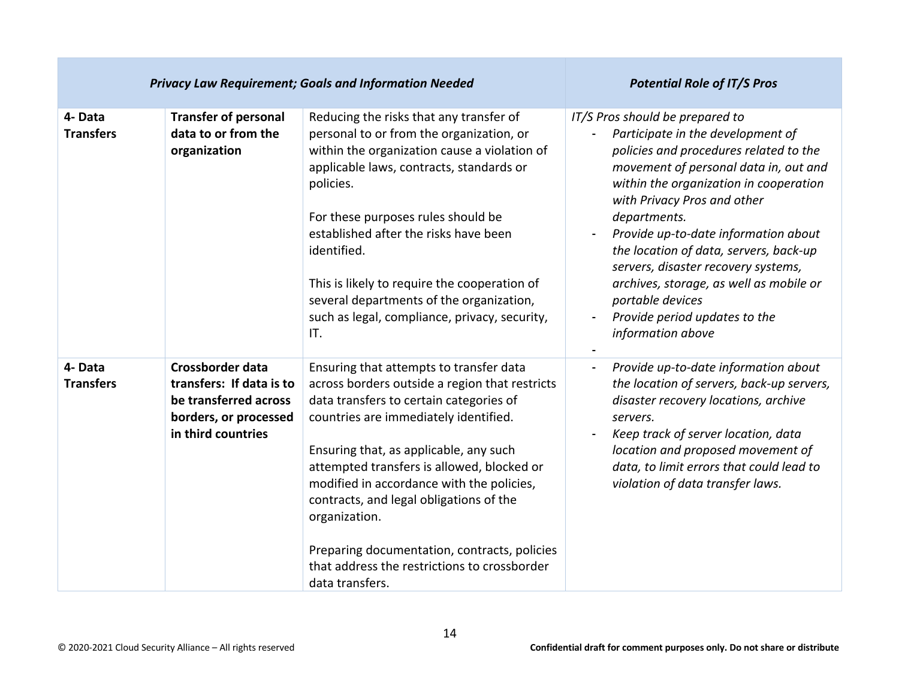| *Privacy Law Requirement; Goals and Information Needed* | | | *Potential Role of IT/S Pros* |
|---|---|---|---|
| **4- Data Transfers** | **Transfer of personal data to or from the organization** | Reducing the risks that any transfer of personal to or from the organization, or within the organization cause a violation of applicable laws, contracts, standards or policies.<br><br>For these purposes rules should be established after the risks have been identified.<br><br>This is likely to require the cooperation of several departments of the organization, such as legal, compliance, privacy, security, IT. | *IT/S Pros should be prepared to*<br>- *Participate in the development of policies and procedures related to the movement of personal data in, out and within the organization in cooperation with Privacy Pros and other departments.*<br>- *Provide up-to-date information about the location of data, servers, back-up servers, disaster recovery systems, archives, storage, as well as mobile or portable devices*<br>- *Provide period updates to the information above*<br>- |
| **4- Data Transfers** | **Crossborder data transfers: If data is to be transferred across borders, or processed in third countries** | Ensuring that attempts to transfer data across borders outside a region that restricts data transfers to certain categories of countries are immediately identified.<br><br>Ensuring that, as applicable, any such attempted transfers is allowed, blocked or modified in accordance with the policies, contracts, and legal obligations of the organization.<br><br>Preparing documentation, contracts, policies that address the restrictions to crossborder data transfers. | - *Provide up-to-date information about the location of servers, back-up servers, disaster recovery locations, archive servers.*<br>- *Keep track of server location, data location and proposed movement of data, to limit errors that could lead to violation of data transfer laws.* |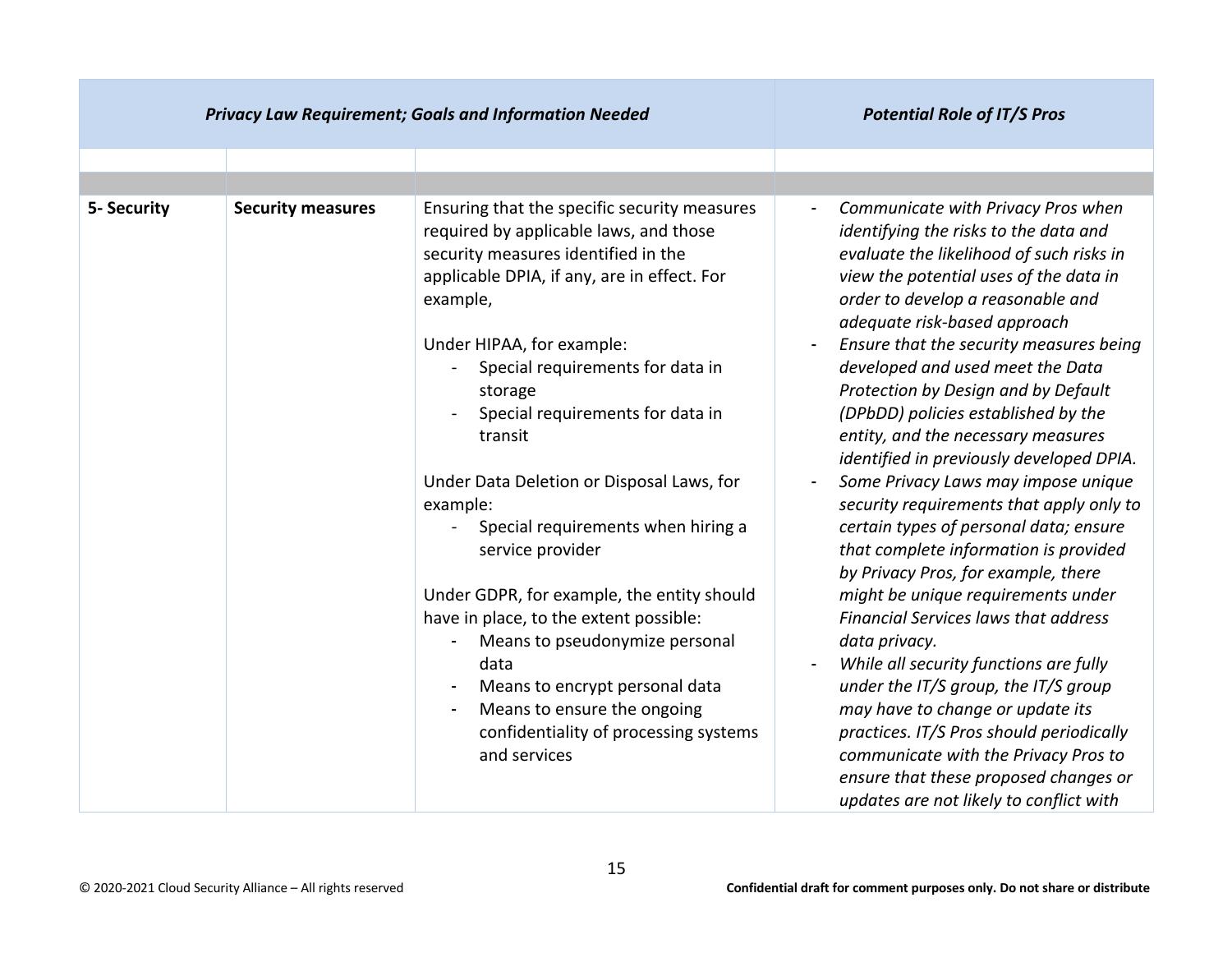| *Privacy Law Requirement; Goals and Information Needed* | | | *Potential Role of IT/S Pros* |
|---|---|---|---|
| | | | |
| | | | |
| **5- Security** | **Security measures** | Ensuring that the specific security measures required by applicable laws, and those security measures identified in the applicable DPIA, if any, are in effect. For example,<br><br>Under HIPAA, for example:<br>- Special requirements for data in storage<br>- Special requirements for data in transit<br><br>Under Data Deletion or Disposal Laws, for example:<br>- Special requirements when hiring a service provider<br><br>Under GDPR, for example, the entity should have in place, to the extent possible:<br>- Means to pseudonymize personal data<br>- Means to encrypt personal data<br>- Means to ensure the ongoing confidentiality of processing systems and services | - *Communicate with Privacy Pros when identifying the risks to the data and evaluate the likelihood of such risks in view the potential uses of the data in order to develop a reasonable and adequate risk-based approach*<br>- *Ensure that the security measures being developed and used meet the Data Protection by Design and by Default (DPbDD) policies established by the entity, and the necessary measures identified in previously developed DPIA.*<br>- *Some Privacy Laws may impose unique security requirements that apply only to certain types of personal data; ensure that complete information is provided by Privacy Pros, for example, there might be unique requirements under Financial Services laws that address data privacy.*<br>- *While all security functions are fully under the IT/S group, the IT/S group may have to change or update its practices. IT/S Pros should periodically communicate with the Privacy Pros to ensure that these proposed changes or updates are not likely to conflict with* |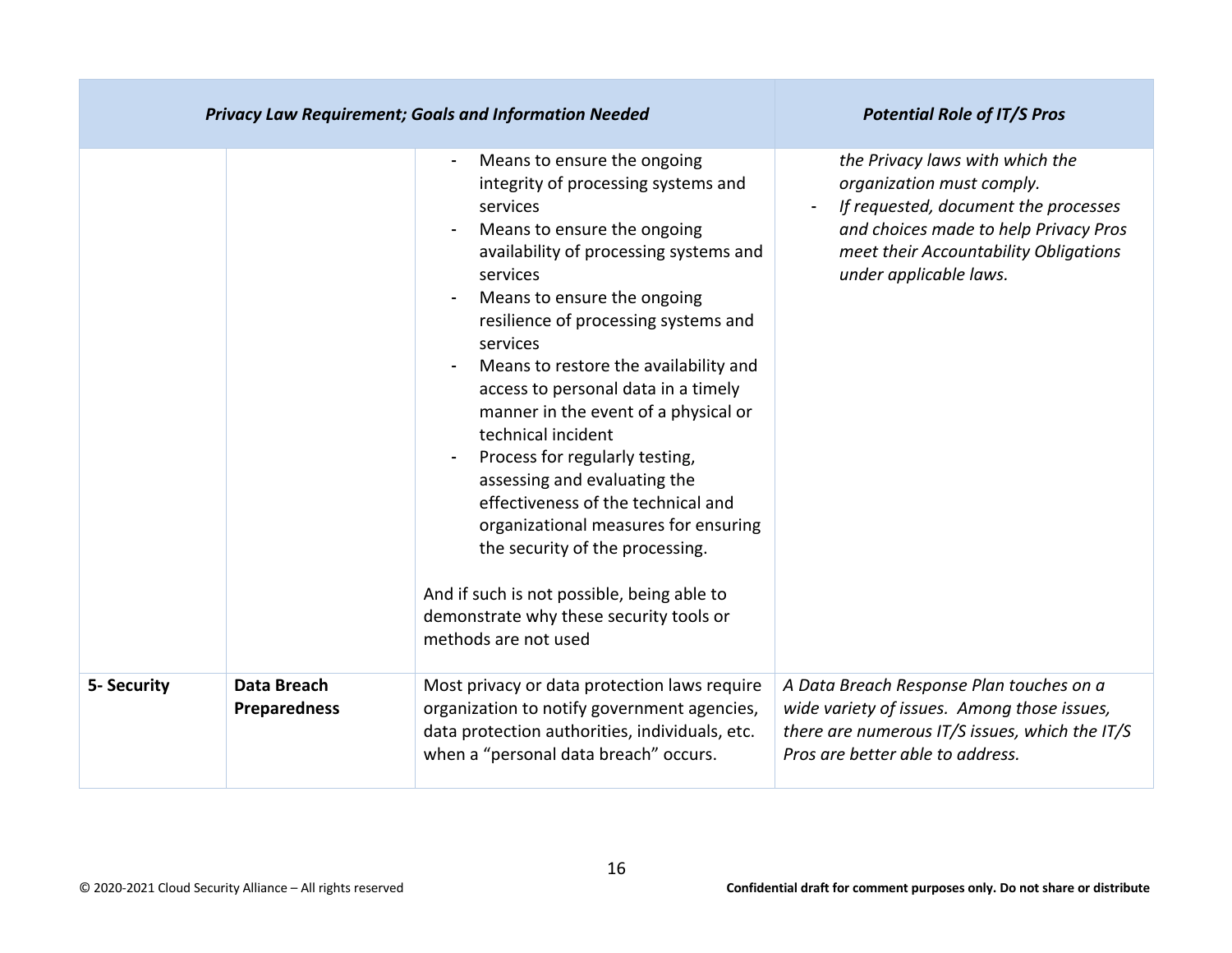| *Privacy Law Requirement; Goals and Information Needed* | | | *Potential Role of IT/S Pros* |
| --- | --- | --- | --- |
| | | - Means to ensure the ongoing integrity of processing systems and services<br>- Means to ensure the ongoing availability of processing systems and services<br>- Means to ensure the ongoing resilience of processing systems and services<br>- Means to restore the availability and access to personal data in a timely manner in the event of a physical or technical incident<br>- Process for regularly testing, assessing and evaluating the effectiveness of the technical and organizational measures for ensuring the security of the processing.<br><br>And if such is not possible, being able to demonstrate why these security tools or methods are not used | *the Privacy laws with which the organization must comply.*<br>- *If requested, document the processes and choices made to help Privacy Pros meet their Accountability Obligations under applicable laws.* |
| **5- Security** | **Data Breach Preparedness** | Most privacy or data protection laws require organization to notify government agencies, data protection authorities, individuals, etc. when a "personal data breach" occurs. | *A Data Breach Response Plan touches on a wide variety of issues. Among those issues, there are numerous IT/S issues, which the IT/S Pros are better able to address.* |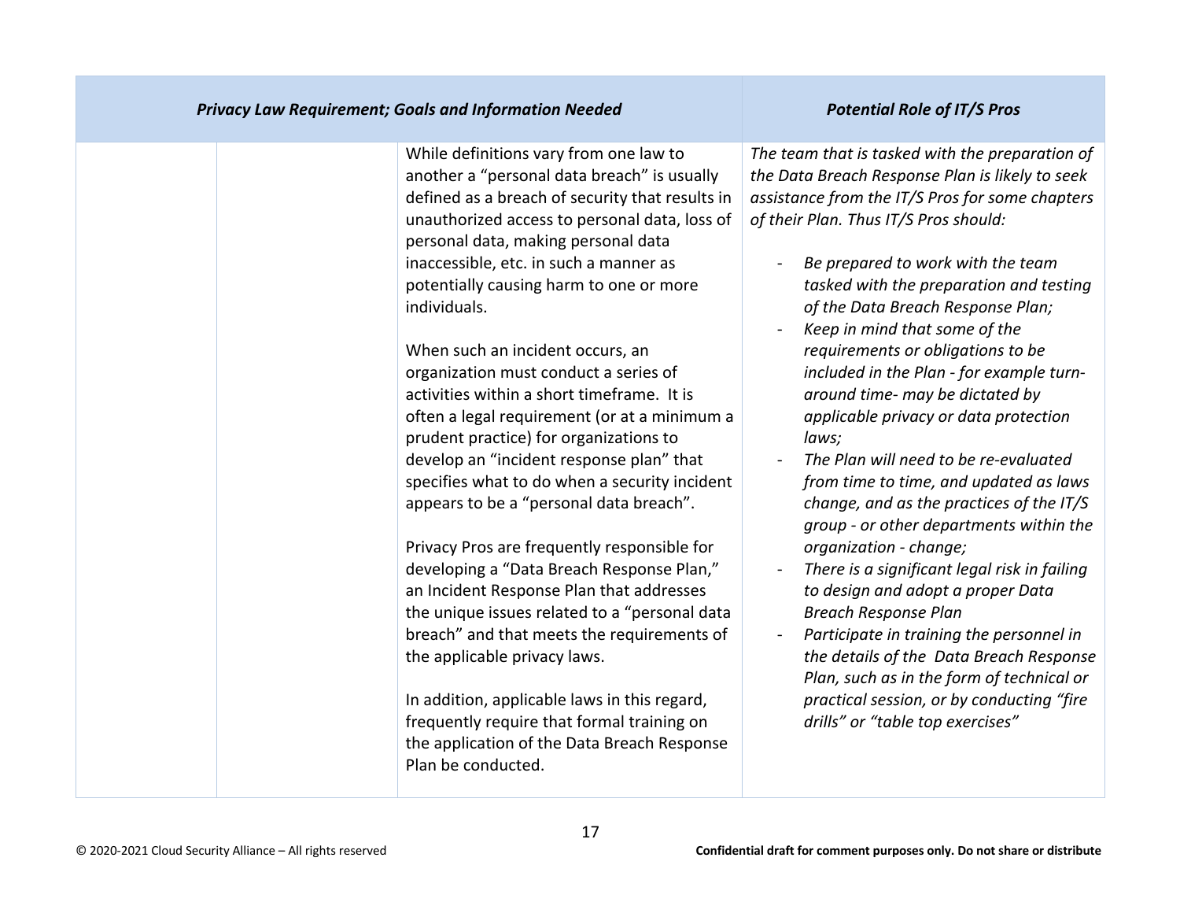| *Privacy Law Requirement; Goals and Information Needed* | | | *Potential Role of IT/S Pros* |
|---|---|---|---|
| | | While definitions vary from one law to another a "personal data breach" is usually defined as a breach of security that results in unauthorized access to personal data, loss of personal data, making personal data inaccessible, etc. in such a manner as potentially causing harm to one or more individuals.<br><br>When such an incident occurs, an organization must conduct a series of activities within a short timeframe. It is often a legal requirement (or at a minimum a prudent practice) for organizations to develop an "incident response plan" that specifies what to do when a security incident appears to be a "personal data breach".<br><br>Privacy Pros are frequently responsible for developing a "Data Breach Response Plan," an Incident Response Plan that addresses the unique issues related to a "personal data breach" and that meets the requirements of the applicable privacy laws.<br><br>In addition, applicable laws in this regard, frequently require that formal training on the application of the Data Breach Response Plan be conducted. | *The team that is tasked with the preparation of the Data Breach Response Plan is likely to seek assistance from the IT/S Pros for some chapters of their Plan. Thus IT/S Pros should:*<br><br>- *Be prepared to work with the team tasked with the preparation and testing of the Data Breach Response Plan;*<br>- *Keep in mind that some of the requirements or obligations to be included in the Plan - for example turn-around time- may be dictated by applicable privacy or data protection laws;*<br>- *The Plan will need to be re-evaluated from time to time, and updated as laws change, and as the practices of the IT/S group - or other departments within the organization - change;*<br>- *There is a significant legal risk in failing to design and adopt a proper Data Breach Response Plan*<br>- *Participate in training the personnel in the details of the Data Breach Response Plan, such as in the form of technical or practical session, or by conducting "fire drills" or "table top exercises"* |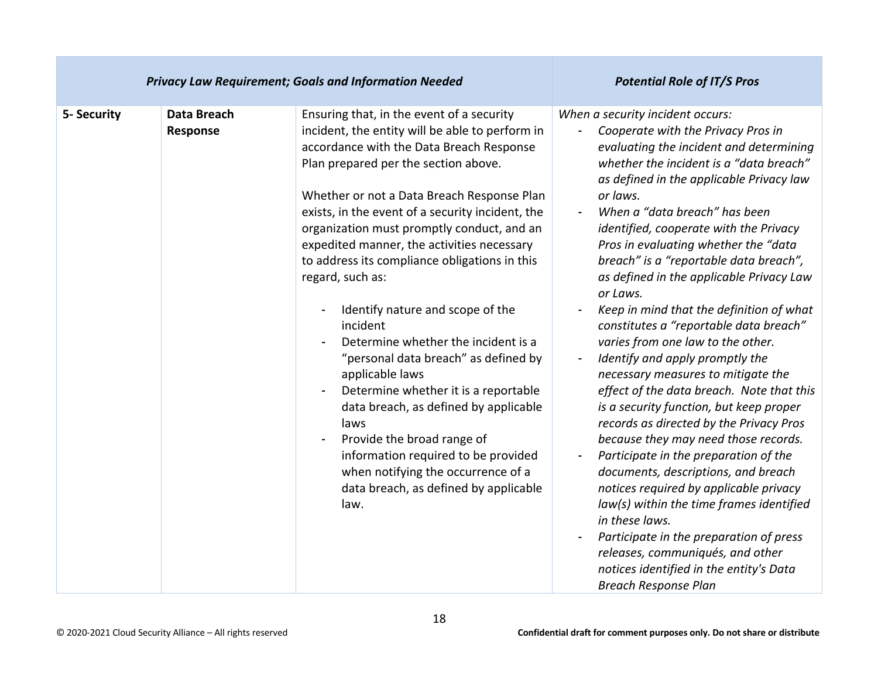| *Privacy Law Requirement; Goals and Information Needed* | | | *Potential Role of IT/S Pros* |
|---|---|---|---|
| **5- Security** | **Data Breach Response** | Ensuring that, in the event of a security incident, the entity will be able to perform in accordance with the Data Breach Response Plan prepared per the section above.<br><br>Whether or not a Data Breach Response Plan exists, in the event of a security incident, the organization must promptly conduct, and an expedited manner, the activities necessary to address its compliance obligations in this regard, such as:<br><br>- Identify nature and scope of the incident<br>- Determine whether the incident is a "personal data breach" as defined by applicable laws<br>- Determine whether it is a reportable data breach, as defined by applicable laws<br>- Provide the broad range of information required to be provided when notifying the occurrence of a data breach, as defined by applicable law. | *When a security incident occurs:*<br>- *Cooperate with the Privacy Pros in evaluating the incident and determining whether the incident is a "data breach" as defined in the applicable Privacy law or laws.*<br>- *When a "data breach" has been identified, cooperate with the Privacy Pros in evaluating whether the "data breach" is a "reportable data breach", as defined in the applicable Privacy Law or Laws.*<br>- *Keep in mind that the definition of what constitutes a "reportable data breach" varies from one law to the other.*<br>- *Identify and apply promptly the necessary measures to mitigate the effect of the data breach. Note that this is a security function, but keep proper records as directed by the Privacy Pros because they may need those records.*<br>- *Participate in the preparation of the documents, descriptions, and breach notices required by applicable privacy law(s) within the time frames identified in these laws.*<br>- *Participate in the preparation of press releases, communiqués, and other notices identified in the entity's Data Breach Response Plan* |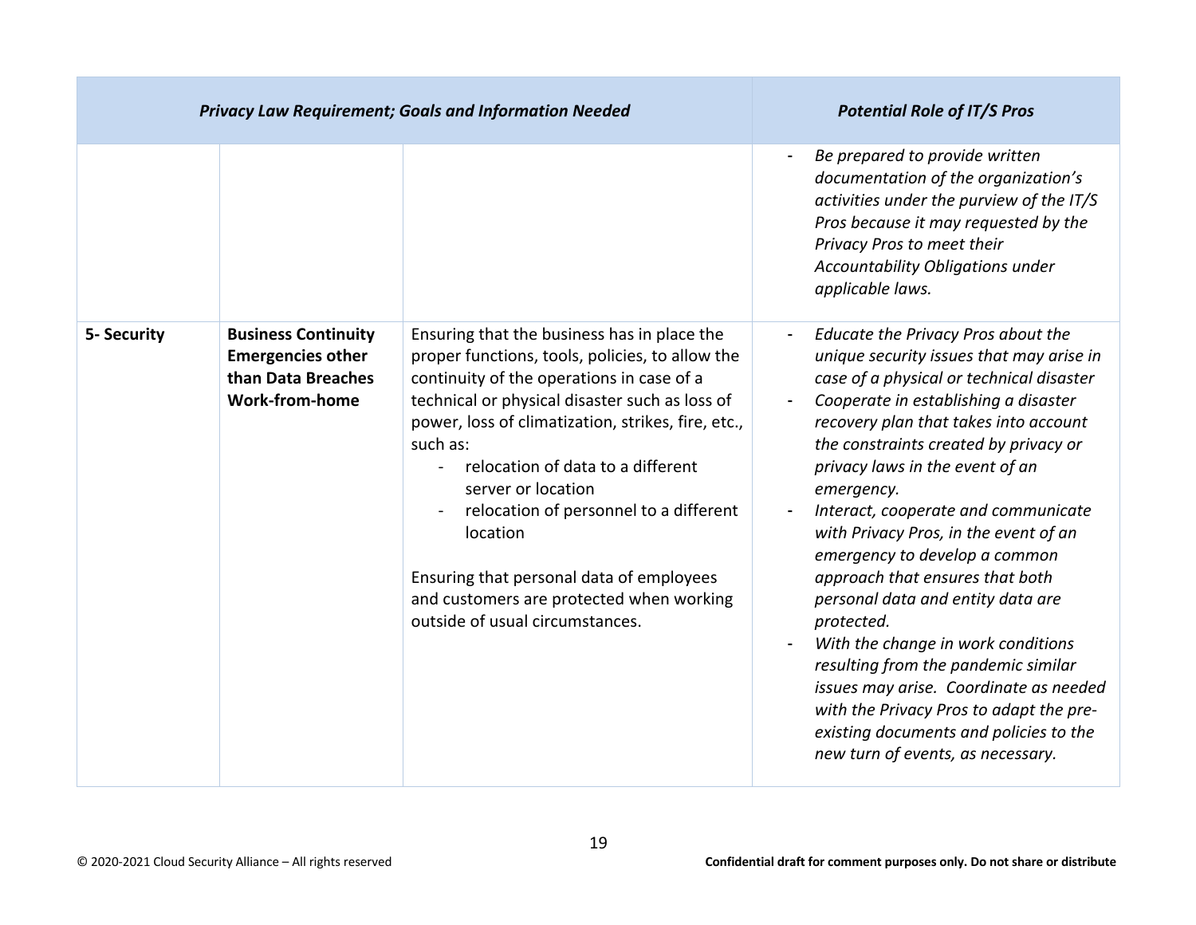| *Privacy Law Requirement; Goals and Information Needed* | | | *Potential Role of IT/S Pros* |
|---|---|---|---|
| | | | - *Be prepared to provide written documentation of the organization's activities under the purview of the IT/S Pros because it may requested by the Privacy Pros to meet their Accountability Obligations under applicable laws.* |
| **5- Security** | **Business Continuity Emergencies other than Data Breaches Work-from-home** | Ensuring that the business has in place the proper functions, tools, policies, to allow the continuity of the operations in case of a technical or physical disaster such as loss of power, loss of climatization, strikes, fire, etc., such as:<br>- relocation of data to a different server or location<br>- relocation of personnel to a different location<br><br>Ensuring that personal data of employees and customers are protected when working outside of usual circumstances. | - *Educate the Privacy Pros about the unique security issues that may arise in case of a physical or technical disaster*<br>- *Cooperate in establishing a disaster recovery plan that takes into account the constraints created by privacy or privacy laws in the event of an emergency.*<br>- *Interact, cooperate and communicate with Privacy Pros, in the event of an emergency to develop a common approach that ensures that both personal data and entity data are protected.*<br>- *With the change in work conditions resulting from the pandemic similar issues may arise. Coordinate as needed with the Privacy Pros to adapt the pre-existing documents and policies to the new turn of events, as necessary.* |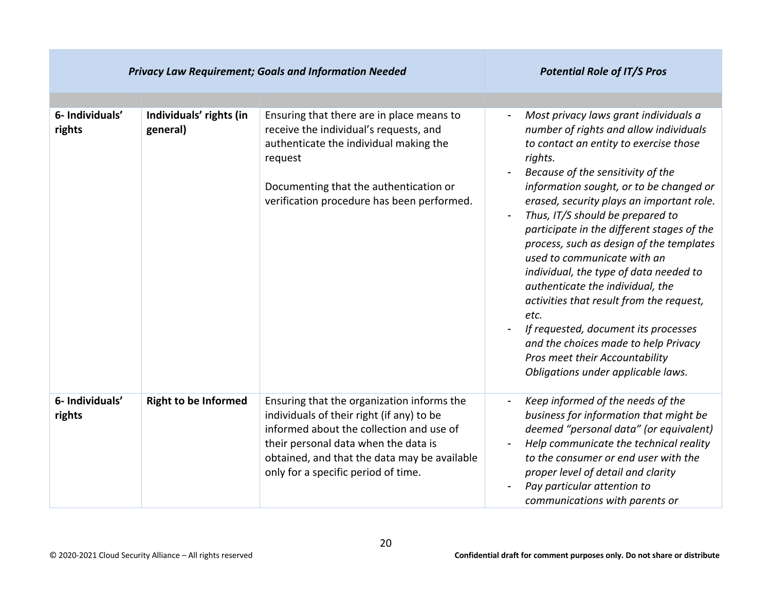| *Privacy Law Requirement; Goals and Information Needed* | | | *Potential Role of IT/S Pros* |
|---|---|---|---|
| | | | |
| **6- Individuals' rights** | **Individuals' rights (in general)** | Ensuring that there are in place means to receive the individual's requests, and authenticate the individual making the request<br><br>Documenting that the authentication or verification procedure has been performed. | - *Most privacy laws grant individuals a number of rights and allow individuals to contact an entity to exercise those rights.*<br>- *Because of the sensitivity of the information sought, or to be changed or erased, security plays an important role.*<br>- *Thus, IT/S should be prepared to participate in the different stages of the process, such as design of the templates used to communicate with an individual, the type of data needed to authenticate the individual, the activities that result from the request, etc.*<br>- *If requested, document its processes and the choices made to help Privacy Pros meet their Accountability Obligations under applicable laws.* |
| **6- Individuals' rights** | **Right to be Informed** | Ensuring that the organization informs the individuals of their right (if any) to be informed about the collection and use of their personal data when the data is obtained, and that the data may be available only for a specific period of time. | - *Keep informed of the needs of the business for information that might be deemed "personal data" (or equivalent)*<br>- *Help communicate the technical reality to the consumer or end user with the proper level of detail and clarity*<br>- *Pay particular attention to communications with parents or* |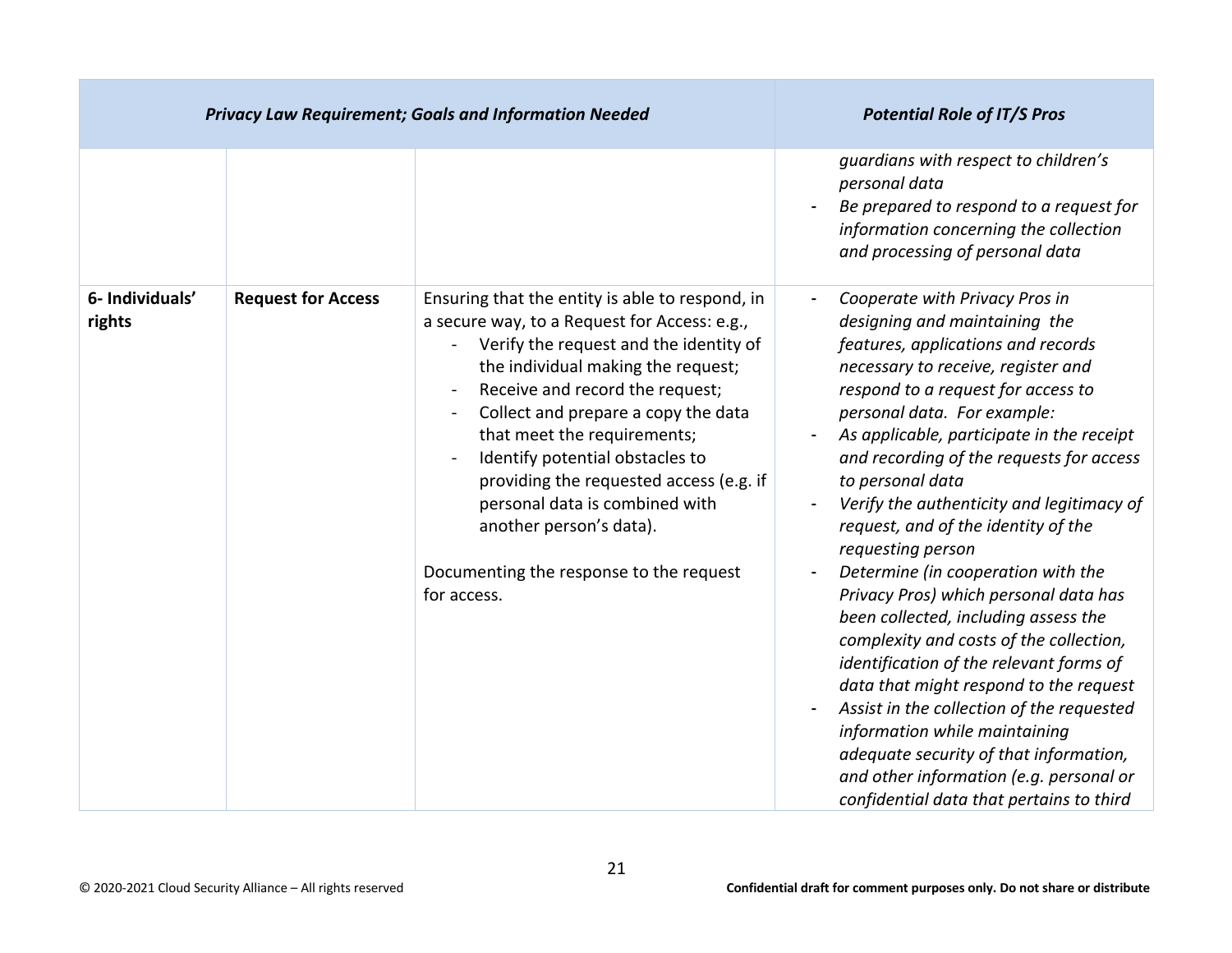| *Privacy Law Requirement; Goals and Information Needed* | | | *Potential Role of IT/S Pros* |
|---|---|---|---|
| | | | *guardians with respect to children's personal data*<br>- *Be prepared to respond to a request for information concerning the collection and processing of personal data* |
| **6- Individuals' rights** | **Request for Access** | Ensuring that the entity is able to respond, in a secure way, to a Request for Access: e.g.,<br>- Verify the request and the identity of the individual making the request;<br>- Receive and record the request;<br>- Collect and prepare a copy the data that meet the requirements;<br>- Identify potential obstacles to providing the requested access (e.g. if personal data is combined with another person's data).<br><br>Documenting the response to the request for access. | - *Cooperate with Privacy Pros in designing and maintaining the features, applications and records necessary to receive, register and respond to a request for access to personal data. For example:*<br>- *As applicable, participate in the receipt and recording of the requests for access to personal data*<br>- *Verify the authenticity and legitimacy of request, and of the identity of the requesting person*<br>- *Determine (in cooperation with the Privacy Pros) which personal data has been collected, including assess the complexity and costs of the collection, identification of the relevant forms of data that might respond to the request*<br>- *Assist in the collection of the requested information while maintaining adequate security of that information, and other information (e.g. personal or confidential data that pertains to third* |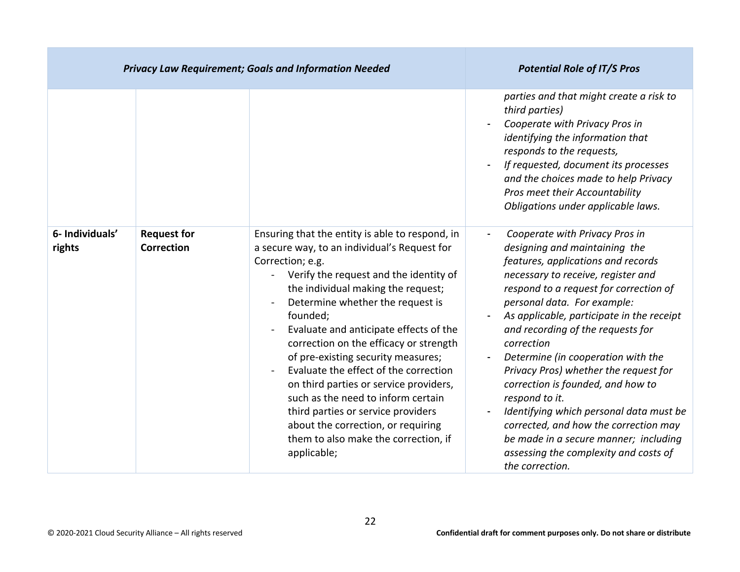| Privacy Law Requirement; Goals and Information Needed | | | Potential Role of IT/S Pros |
|---|---|---|---|
| | | | *parties and that might create a risk to third parties)*<br>- *Cooperate with Privacy Pros in identifying the information that responds to the requests,*<br>- *If requested, document its processes and the choices made to help Privacy Pros meet their Accountability Obligations under applicable laws.* |
| **6- Individuals' rights** | **Request for Correction** | Ensuring that the entity is able to respond, in a secure way, to an individual's Request for Correction; e.g.<br>- Verify the request and the identity of the individual making the request;<br>- Determine whether the request is founded;<br>- Evaluate and anticipate effects of the correction on the efficacy or strength of pre-existing security measures;<br>- Evaluate the effect of the correction on third parties or service providers, such as the need to inform certain third parties or service providers about the correction, or requiring them to also make the correction, if applicable; | - *Cooperate with Privacy Pros in designing and maintaining the features, applications and records necessary to receive, register and respond to a request for correction of personal data. For example:*<br>- *As applicable, participate in the receipt and recording of the requests for correction*<br>- *Determine (in cooperation with the Privacy Pros) whether the request for correction is founded, and how to respond to it.*<br>- *Identifying which personal data must be corrected, and how the correction may be made in a secure manner; including assessing the complexity and costs of the correction.* |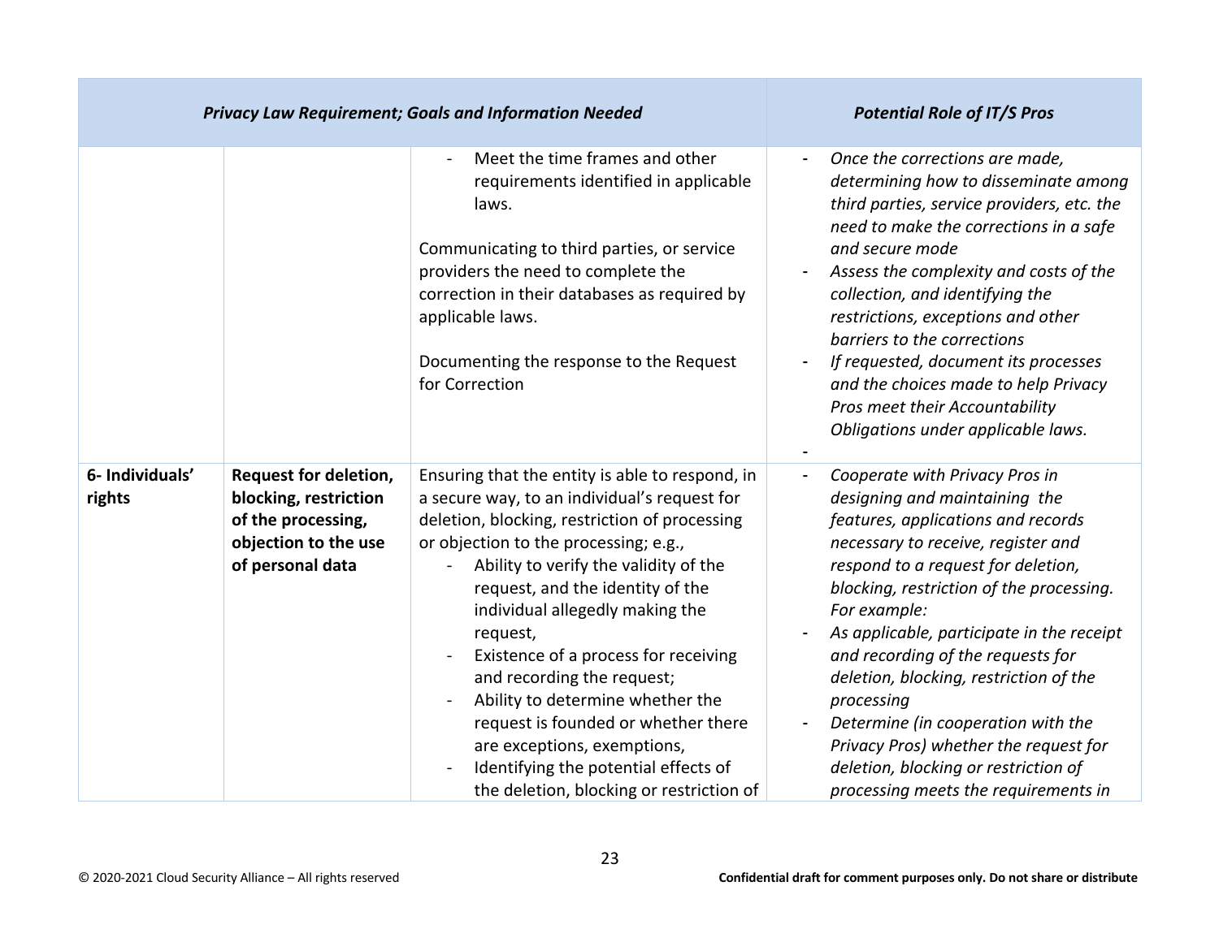| *Privacy Law Requirement; Goals and Information Needed* | | | *Potential Role of IT/S Pros* |
|---|---|---|---|
| | | - Meet the time frames and other requirements identified in applicable laws.<br><br>Communicating to third parties, or service providers the need to complete the correction in their databases as required by applicable laws.<br><br>Documenting the response to the Request for Correction | - *Once the corrections are made, determining how to disseminate among third parties, service providers, etc. the need to make the corrections in a safe and secure mode*<br>- *Assess the complexity and costs of the collection, and identifying the restrictions, exceptions and other barriers to the corrections*<br>- *If requested, document its processes and the choices made to help Privacy Pros meet their Accountability Obligations under applicable laws.*<br>- |
| **6- Individuals' rights** | **Request for deletion, blocking, restriction of the processing, objection to the use of personal data** | Ensuring that the entity is able to respond, in a secure way, to an individual's request for deletion, blocking, restriction of processing or objection to the processing; e.g.,<br>- Ability to verify the validity of the request, and the identity of the individual allegedly making the request,<br>- Existence of a process for receiving and recording the request;<br>- Ability to determine whether the request is founded or whether there are exceptions, exemptions,<br>- Identifying the potential effects of the deletion, blocking or restriction of | - *Cooperate with Privacy Pros in designing and maintaining the features, applications and records necessary to receive, register and respond to a request for deletion, blocking, restriction of the processing. For example:*<br>- *As applicable, participate in the receipt and recording of the requests for deletion, blocking, restriction of the processing*<br>- *Determine (in cooperation with the Privacy Pros) whether the request for deletion, blocking or restriction of processing meets the requirements in* |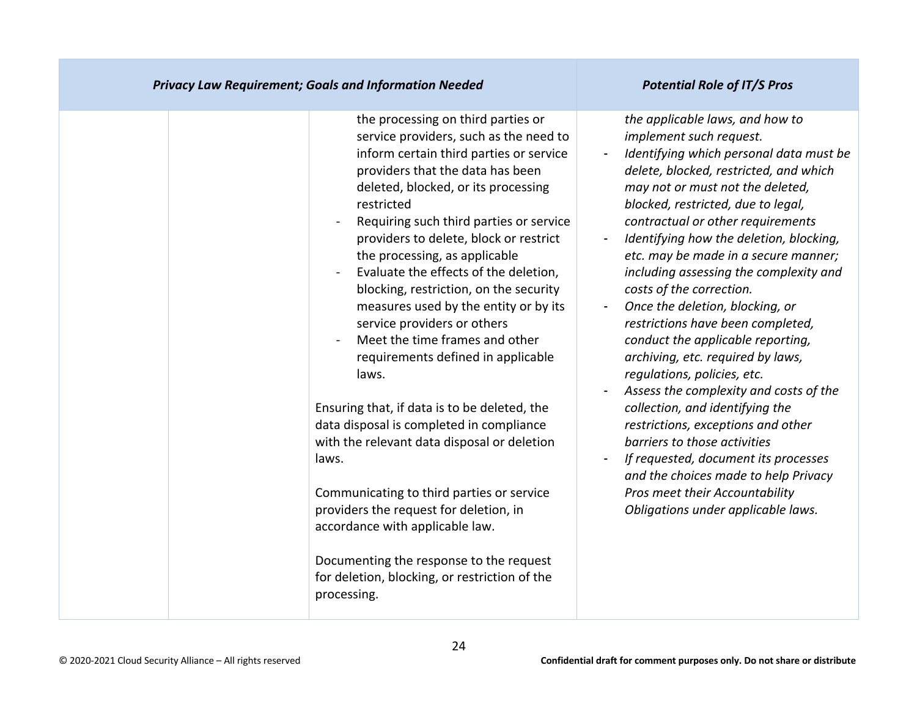| Privacy Law Requirement; Goals and Information Needed | | | Potential Role of IT/S Pros |
|---|---|---|---|
| | | the processing on third parties or service providers, such as the need to inform certain third parties or service providers that the data has been deleted, blocked, or its processing restricted<br>- Requiring such third parties or service providers to delete, block or restrict the processing, as applicable<br>- Evaluate the effects of the deletion, blocking, restriction, on the security measures used by the entity or by its service providers or others<br>- Meet the time frames and other requirements defined in applicable laws.<br><br>Ensuring that, if data is to be deleted, the data disposal is completed in compliance with the relevant data disposal or deletion laws.<br><br>Communicating to third parties or service providers the request for deletion, in accordance with applicable law.<br><br>Documenting the response to the request for deletion, blocking, or restriction of the processing. | *the applicable laws, and how to implement such request.*<br>- *Identifying which personal data must be delete, blocked, restricted, and which may not or must not the deleted, blocked, restricted, due to legal, contractual or other requirements*<br>- *Identifying how the deletion, blocking, etc. may be made in a secure manner; including assessing the complexity and costs of the correction.*<br>- *Once the deletion, blocking, or restrictions have been completed, conduct the applicable reporting, archiving, etc. required by laws, regulations, policies, etc.*<br>- *Assess the complexity and costs of the collection, and identifying the restrictions, exceptions and other barriers to those activities*<br>- *If requested, document its processes and the choices made to help Privacy Pros meet their Accountability Obligations under applicable laws.* |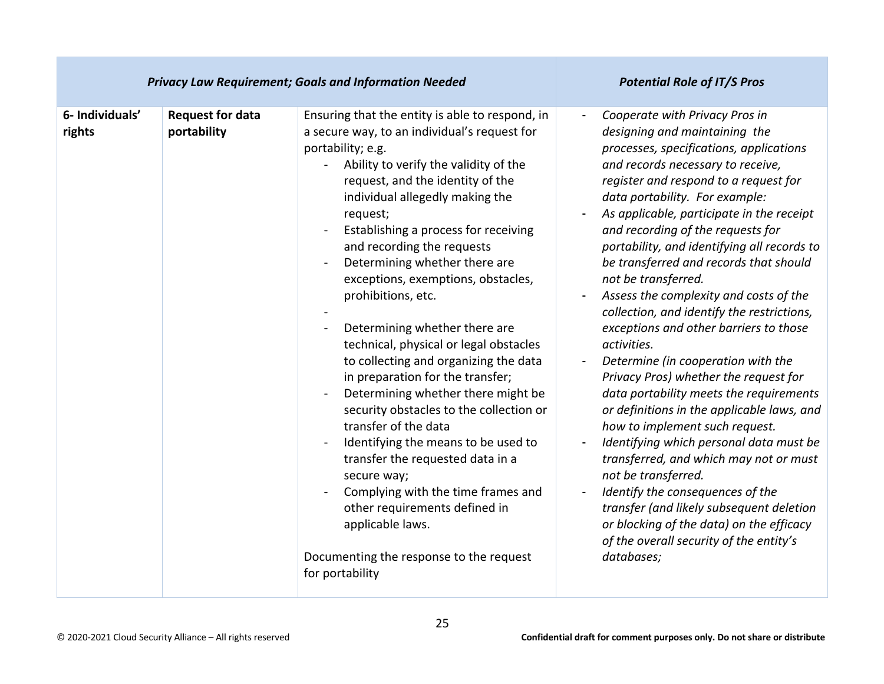| *Privacy Law Requirement; Goals and Information Needed* | | | *Potential Role of IT/S Pros* |
|---|---|---|---|
| **6- Individuals' rights** | **Request for data portability** | Ensuring that the entity is able to respond, in a secure way, to an individual's request for portability; e.g.<br>- Ability to verify the validity of the request, and the identity of the individual allegedly making the request;<br>- Establishing a process for receiving and recording the requests<br>- Determining whether there are exceptions, exemptions, obstacles, prohibitions, etc.<br>-<br>- Determining whether there are technical, physical or legal obstacles to collecting and organizing the data in preparation for the transfer;<br>- Determining whether there might be security obstacles to the collection or transfer of the data<br>- Identifying the means to be used to transfer the requested data in a secure way;<br>- Complying with the time frames and other requirements defined in applicable laws.<br><br>Documenting the response to the request for portability | - *Cooperate with Privacy Pros in designing and maintaining the processes, specifications, applications and records necessary to receive, register and respond to a request for data portability. For example:*<br>- *As applicable, participate in the receipt and recording of the requests for portability, and identifying all records to be transferred and records that should not be transferred.*<br>- *Assess the complexity and costs of the collection, and identify the restrictions, exceptions and other barriers to those activities.*<br>- *Determine (in cooperation with the Privacy Pros) whether the request for data portability meets the requirements or definitions in the applicable laws, and how to implement such request.*<br>- *Identifying which personal data must be transferred, and which may not or must not be transferred.*<br>- *Identify the consequences of the transfer (and likely subsequent deletion or blocking of the data) on the efficacy of the overall security of the entity's databases;* |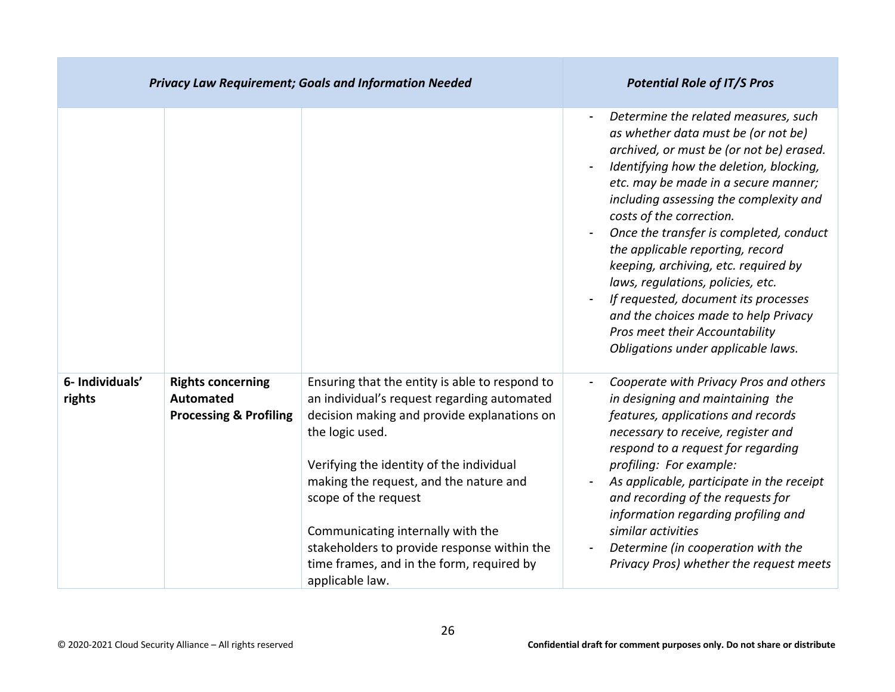| *Privacy Law Requirement; Goals and Information Needed* | | | *Potential Role of IT/S Pros* |
|---|---|---|---|
| | | | - *Determine the related measures, such as whether data must be (or not be) archived, or must be (or not be) erased.*<br>- *Identifying how the deletion, blocking, etc. may be made in a secure manner; including assessing the complexity and costs of the correction.*<br>- *Once the transfer is completed, conduct the applicable reporting, record keeping, archiving, etc. required by laws, regulations, policies, etc.*<br>- *If requested, document its processes and the choices made to help Privacy Pros meet their Accountability Obligations under applicable laws.* |
| **6- Individuals' rights** | **Rights concerning Automated Processing & Profiling** | Ensuring that the entity is able to respond to an individual's request regarding automated decision making and provide explanations on the logic used.<br><br>Verifying the identity of the individual making the request, and the nature and scope of the request<br><br>Communicating internally with the stakeholders to provide response within the time frames, and in the form, required by applicable law. | - *Cooperate with Privacy Pros and others in designing and maintaining the features, applications and records necessary to receive, register and respond to a request for regarding profiling: For example:*<br>- *As applicable, participate in the receipt and recording of the requests for information regarding profiling and similar activities*<br>- *Determine (in cooperation with the Privacy Pros) whether the request meets* |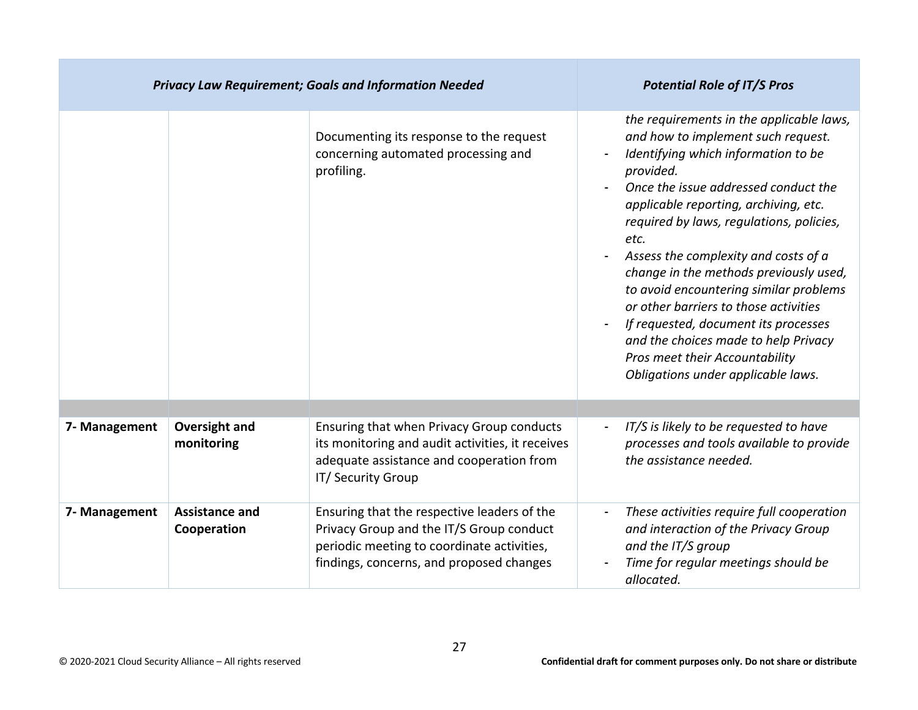| *Privacy Law Requirement; Goals and Information Needed* | | | *Potential Role of IT/S Pros* |
|---|---|---|---|
| | | Documenting its response to the request concerning automated processing and profiling. | *the requirements in the applicable laws, and how to implement such request.*<br>- *Identifying which information to be provided.*<br>- *Once the issue addressed conduct the applicable reporting, archiving, etc. required by laws, regulations, policies, etc.*<br>- *Assess the complexity and costs of a change in the methods previously used, to avoid encountering similar problems or other barriers to those activities*<br>- *If requested, document its processes and the choices made to help Privacy Pros meet their Accountability Obligations under applicable laws.* |
| | | | |
| **7- Management** | **Oversight and monitoring** | Ensuring that when Privacy Group conducts its monitoring and audit activities, it receives adequate assistance and cooperation from IT/ Security Group | - *IT/S is likely to be requested to have processes and tools available to provide the assistance needed.* |
| **7- Management** | **Assistance and Cooperation** | Ensuring that the respective leaders of the Privacy Group and the IT/S Group conduct periodic meeting to coordinate activities, findings, concerns, and proposed changes | - *These activities require full cooperation and interaction of the Privacy Group and the IT/S group*<br>- *Time for regular meetings should be allocated.* |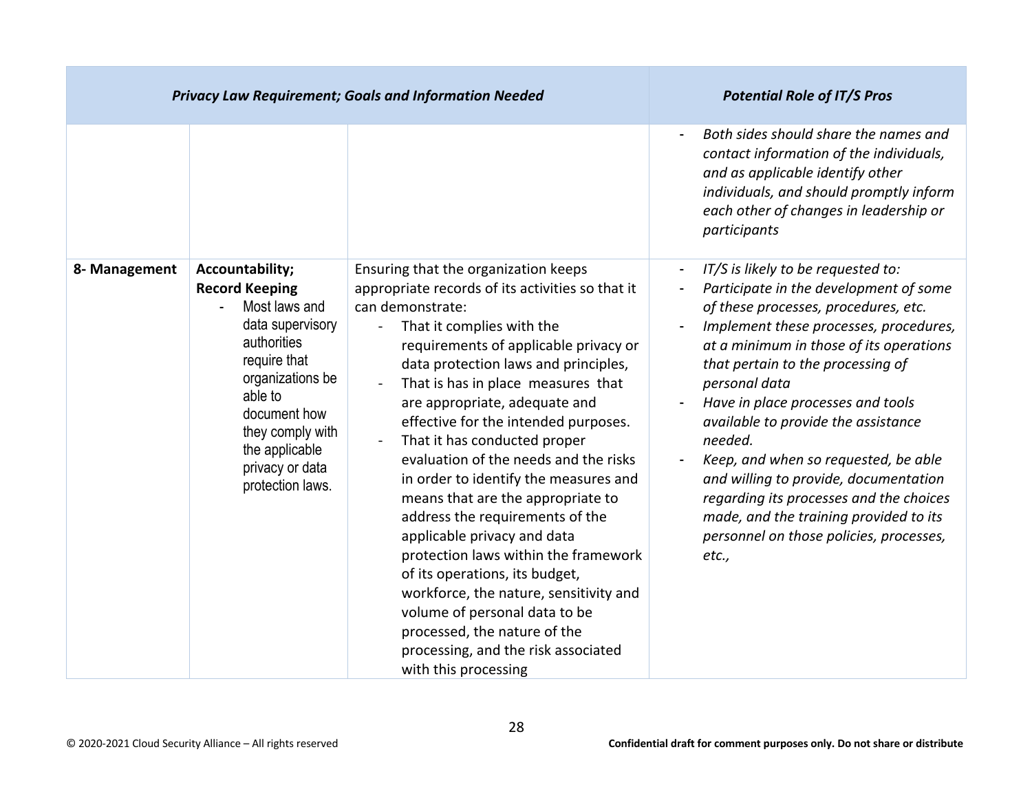| *Privacy Law Requirement; Goals and Information Needed* | | | *Potential Role of IT/S Pros* |
|---|---|---|---|
| | | | - *Both sides should share the names and contact information of the individuals, and as applicable identify other individuals, and should promptly inform each other of changes in leadership or participants* |
| **8- Management** | **Accountability; Record Keeping**<br>- Most laws and data supervisory authorities require that organizations be able to document how they comply with the applicable privacy or data protection laws. | Ensuring that the organization keeps appropriate records of its activities so that it can demonstrate:<br>- That it complies with the requirements of applicable privacy or data protection laws and principles,<br>- That is has in place measures that are appropriate, adequate and effective for the intended purposes.<br>- That it has conducted proper evaluation of the needs and the risks in order to identify the measures and means that are the appropriate to address the requirements of the applicable privacy and data protection laws within the framework of its operations, its budget, workforce, the nature, sensitivity and volume of personal data to be processed, the nature of the processing, and the risk associated with this processing | - *IT/S is likely to be requested to:*<br>- *Participate in the development of some of these processes, procedures, etc.*<br>- *Implement these processes, procedures, at a minimum in those of its operations that pertain to the processing of personal data*<br>- *Have in place processes and tools available to provide the assistance needed.*<br>- *Keep, and when so requested, be able and willing to provide, documentation regarding its processes and the choices made, and the training provided to its personnel on those policies, processes, etc.,* |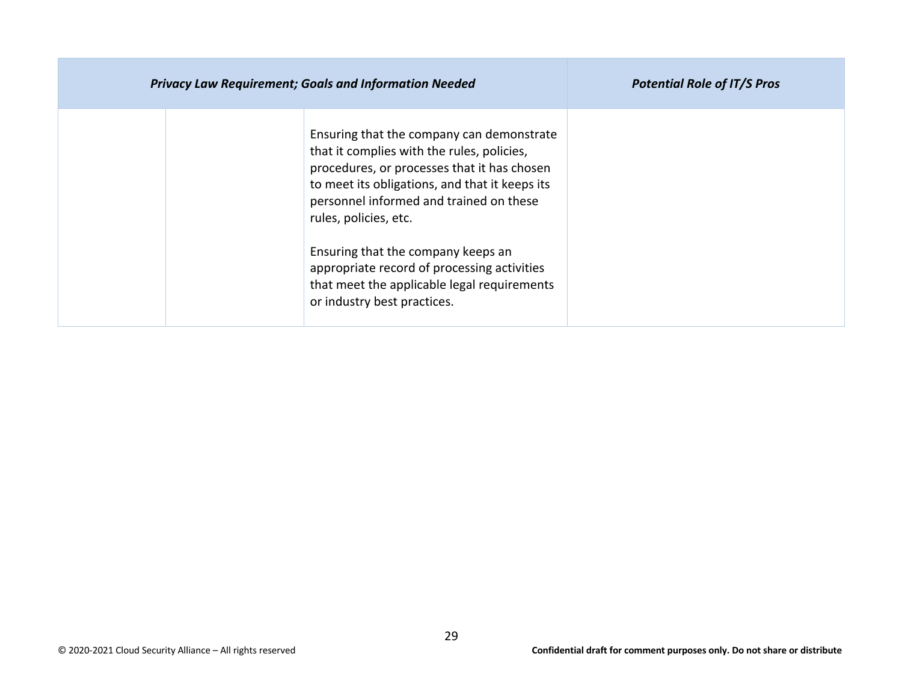| *Privacy Law Requirement; Goals and Information Needed* | | | *Potential Role of IT/S Pros* |
|---|---|---|---|
| | | Ensuring that the company can demonstrate that it complies with the rules, policies, procedures, or processes that it has chosen to meet its obligations, and that it keeps its personnel informed and trained on these rules, policies, etc.<br><br>Ensuring that the company keeps an appropriate record of processing activities that meet the applicable legal requirements or industry best practices. | |